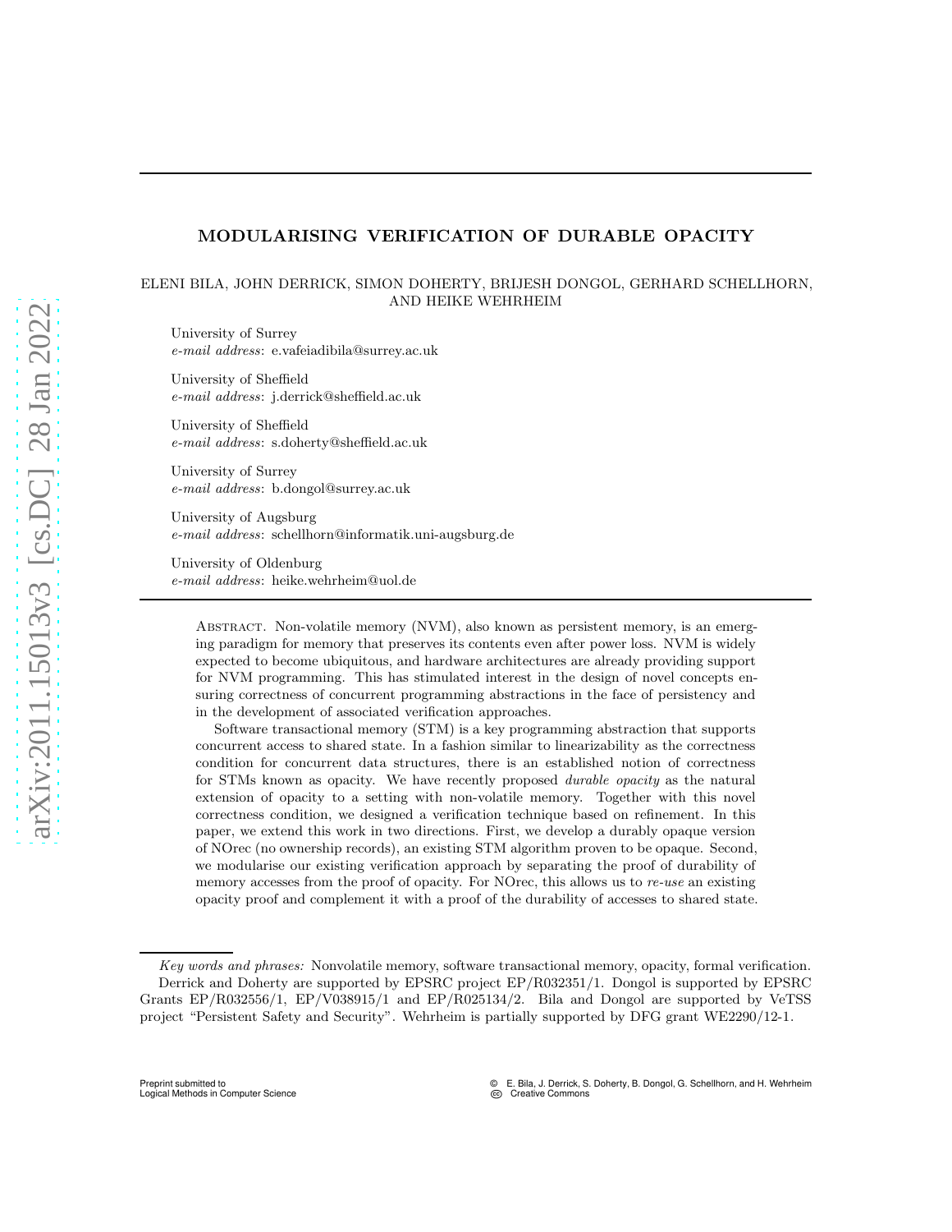# MODULARISING VERIFICATION OF DURABLE OPACITY

ELENI BILA, JOHN DERRICK, SIMON DOHERTY, BRIJESH DONGOL, GERHARD SCHELLHORN, AND HEIKE WEHRHEIM

University of Surrey
*e-mail address*: e.vafeiadibila@surrey.ac.uk

University of Sheffield
*e-mail address*: j.derrick@sheffield.ac.uk

University of Sheffield
*e-mail address*: s.doherty@sheffield.ac.uk

University of Surrey
*e-mail address*: b.dongol@surrey.ac.uk

University of Augsburg
*e-mail address*: schellhorn@informatik.uni-augsburg.de

University of Oldenburg
*e-mail address*: heike.wehrheim@uol.de

Abstract. Non-volatile memory (NVM), also known as persistent memory, is an emerging paradigm for memory that preserves its contents even after power loss. NVM is widely expected to become ubiquitous, and hardware architectures are already providing support for NVM programming. This has stimulated interest in the design of novel concepts ensuring correctness of concurrent programming abstractions in the face of persistency and in the development of associated verification approaches.

Software transactional memory (STM) is a key programming abstraction that supports concurrent access to shared state. In a fashion similar to linearizability as the correctness condition for concurrent data structures, there is an established notion of correctness for STMs known as opacity. We have recently proposed *durable opacity* as the natural extension of opacity to a setting with non-volatile memory. Together with this novel correctness condition, we designed a verification technique based on refinement. In this paper, we extend this work in two directions. First, we develop a durably opaque version of NOrec (no ownership records), an existing STM algorithm proven to be opaque. Second, we modularise our existing verification approach by separating the proof of durability of memory accesses from the proof of opacity. For NOrec, this allows us to *re-use* an existing opacity proof and complement it with a proof of the durability of accesses to shared state.

*Key words and phrases:* Nonvolatile memory, software transactional memory, opacity, formal verification.

Derrick and Doherty are supported by EPSRC project EP/R032351/1. Dongol is supported by EPSRC Grants EP/R032556/1, EP/V038915/1 and EP/R025134/2. Bila and Dongol are supported by VeTSS project "Persistent Safety and Security". Wehrheim is partially supported by DFG grant WE2290/12-1.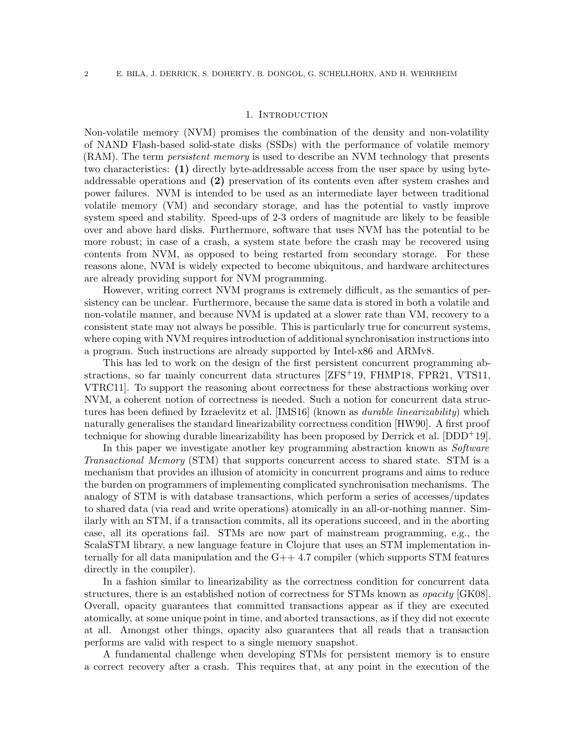# 1. Introduction

Non-volatile memory (NVM) promises the combination of the density and non-volatility of NAND Flash-based solid-state disks (SSDs) with the performance of volatile memory (RAM). The term *persistent memory* is used to describe an NVM technology that presents two characteristics: **(1)** directly byte-addressable access from the user space by using byte-addressable operations and **(2)** preservation of its contents even after system crashes and power failures. NVM is intended to be used as an intermediate layer between traditional volatile memory (VM) and secondary storage, and has the potential to vastly improve system speed and stability. Speed-ups of 2-3 orders of magnitude are likely to be feasible over and above hard disks. Furthermore, software that uses NVM has the potential to be more robust; in case of a crash, a system state before the crash may be recovered using contents from NVM, as opposed to being restarted from secondary storage. For these reasons alone, NVM is widely expected to become ubiquitous, and hardware architectures are already providing support for NVM programming.

However, writing correct NVM programs is extremely difficult, as the semantics of persistency can be unclear. Furthermore, because the same data is stored in both a volatile and non-volatile manner, and because NVM is updated at a slower rate than VM, recovery to a consistent state may not always be possible. This is particularly true for concurrent systems, where coping with NVM requires introduction of additional synchronisation instructions into a program. Such instructions are already supported by Intel-x86 and ARMv8.

This has led to work on the design of the first persistent concurrent programming abstractions, so far mainly concurrent data structures [ZFS+19, FHMP18, FPR21, VTS11, VTRC11]. To support the reasoning about correctness for these abstractions working over NVM, a coherent notion of correctness is needed. Such a notion for concurrent data structures has been defined by Izraelevitz et al. [IMS16] (known as *durable linearizability*) which naturally generalises the standard linearizability correctness condition [HW90]. A first proof technique for showing durable linearizability has been proposed by Derrick et al. [DDD+19].

In this paper we investigate another key programming abstraction known as *Software Transactional Memory* (STM) that supports concurrent access to shared state. STM is a mechanism that provides an illusion of atomicity in concurrent programs and aims to reduce the burden on programmers on implementing complicated synchronisation mechanisms. The analogy of STM is with database transactions, which perform a series of accesses/updates to shared data (via read and write operations) atomically in an all-or-nothing manner. Similarly with an STM, if a transaction commits, all its operations succeed, and in the aborting case, all its operations fail. STMs are now part of mainstream programming, e.g., the ScalaSTM library, a new language feature in Clojure that uses an STM implementation internally for all data manipulation and the G++ 4.7 compiler (which supports STM features directly in the compiler).

In a fashion similar to linearizability as the correctness condition for concurrent data structures, there is an established notion of correctness for STMs known as *opacity* [GK08]. Overall, opacity guarantees that committed transactions appear as if they are executed atomically, at some unique point in time, and aborted transactions, as if they did not execute at all. Amongst other things, opacity also guarantees that all reads that a transaction performs are valid with respect to a single memory snapshot.

A fundamental challenge when developing STMs for persistent memory is to ensure a correct recovery after a crash. This requires that, at any point in the execution of the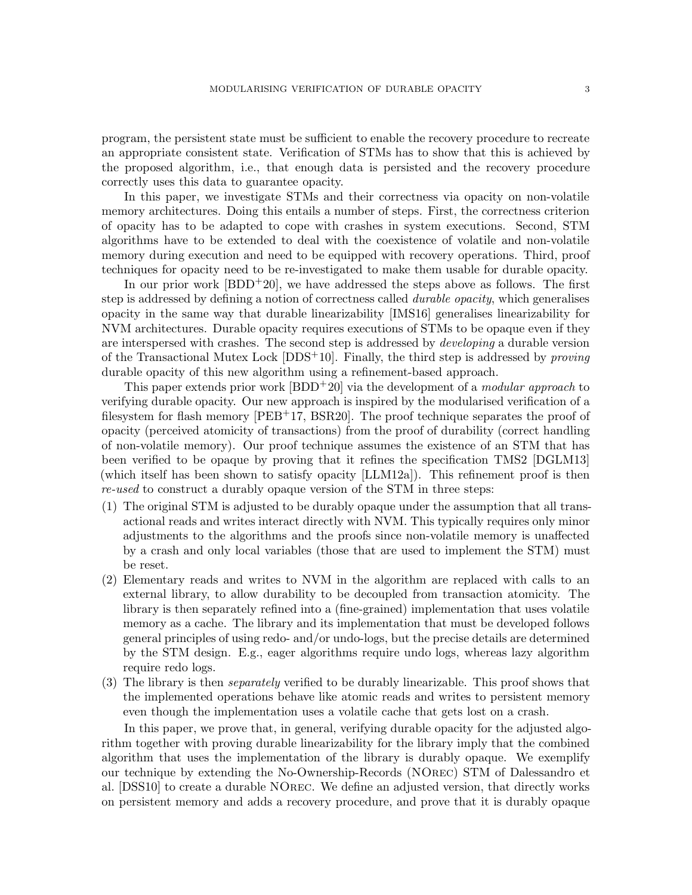program, the persistent state must be sufficient to enable the recovery procedure to recreate an appropriate consistent state. Verification of STMs has to show that this is achieved by the proposed algorithm, i.e., that enough data is persisted and the recovery procedure correctly uses this data to guarantee opacity.

In this paper, we investigate STMs and their correctness via opacity on non-volatile memory architectures. Doing this entails a number of steps. First, the correctness criterion of opacity has to be adapted to cope with crashes in system executions. Second, STM algorithms have to be extended to deal with the coexistence of volatile and non-volatile memory during execution and need to be equipped with recovery operations. Third, proof techniques for opacity need to be re-investigated to make them usable for durable opacity.

In our prior work [BDD+20], we have addressed the steps above as follows. The first step is addressed by defining a notion of correctness called *durable opacity*, which generalises opacity in the same way that durable linearizability [IMS16] generalises linearizability for NVM architectures. Durable opacity requires executions of STMs to be opaque even if they are interspersed with crashes. The second step is addressed by *developing* a durable version of the Transactional Mutex Lock [DDS+10]. Finally, the third step is addressed by *proving* durable opacity of this new algorithm using a refinement-based approach.

This paper extends prior work [BDD+20] via the development of a *modular approach* to verifying durable opacity. Our new approach is inspired by the modularised verification of a filesystem for flash memory [PEB+17, BSR20]. The proof technique separates the proof of opacity (perceived atomicity of transactions) from the proof of durability (correct handling of non-volatile memory). Our proof technique assumes the existence of an STM that has been verified to be opaque by proving that it refines the specification TMS2 [DGLM13] (which itself has been shown to satisfy opacity [LLM12a]). This refinement proof is then *re-used* to construct a durably opaque version of the STM in three steps:

(1) The original STM is adjusted to be durably opaque under the assumption that all transactional reads and writes interact directly with NVM. This typically requires only minor adjustments to the algorithms and the proofs since non-volatile memory is unaffected by a crash and only local variables (those that are used to implement the STM) must be reset.
(2) Elementary reads and writes to NVM in the algorithm are replaced with calls to an external library, to allow durability to be decoupled from transaction atomicity. The library is then separately refined into a (fine-grained) implementation that uses volatile memory as a cache. The library and its implementation that must be developed follows general principles of using redo- and/or undo-logs, but the precise details are determined by the STM design. E.g., eager algorithms require undo logs, whereas lazy algorithm require redo logs.
(3) The library is then *separately* verified to be durably linearizable. This proof shows that the implemented operations behave like atomic reads and writes to persistent memory even though the implementation uses a volatile cache that gets lost on a crash.

In this paper, we prove that, in general, verifying durable opacity for the adjusted algorithm together with proving durable linearizability for the library imply that the combined algorithm that uses the implementation of the library is durably opaque. We exemplify our technique by extending the No-Ownership-Records (NOrec) STM of Dalessandro et al. [DSS10] to create a durable NOrec. We define an adjusted version, that directly works on persistent memory and adds a recovery procedure, and prove that it is durably opaque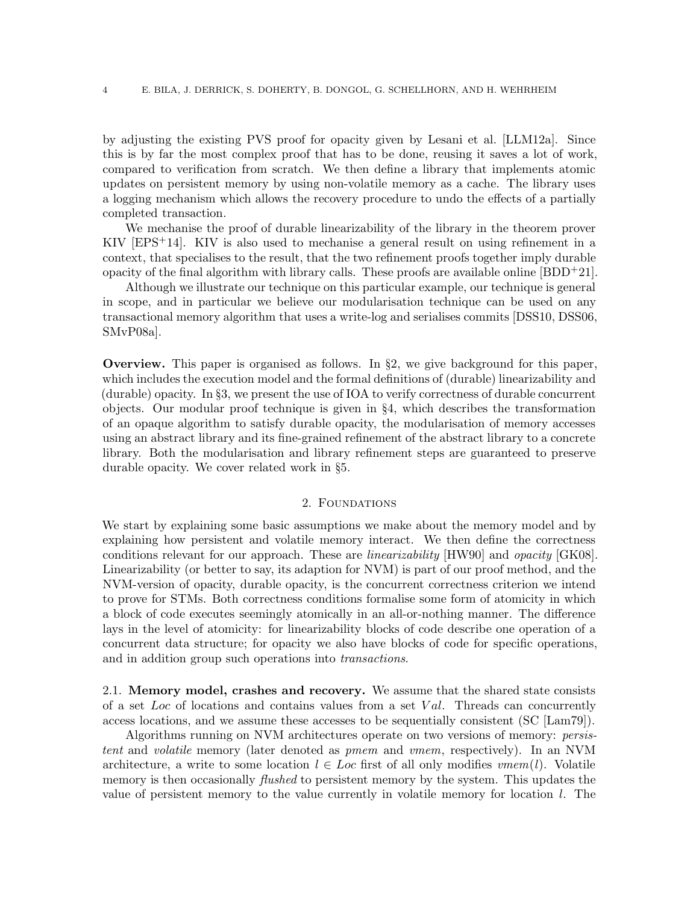by adjusting the existing PVS proof for opacity given by Lesani et al. [LLM12a]. Since this is by far the most complex proof that has to be done, reusing it saves a lot of work, compared to verification from scratch. We then define a library that implements atomic updates on persistent memory by using non-volatile memory as a cache. The library uses a logging mechanism which allows the recovery procedure to undo the effects of a partially completed transaction.

We mechanise the proof of durable linearizability of the library in the theorem prover KIV [EPS+14]. KIV is also used to mechanise a general result on using refinement in a context, that specialises to the result, that the two refinement proofs together imply durable opacity of the final algorithm with library calls. These proofs are available online [BDD+21].

Although we illustrate our technique on this particular example, our technique is general in scope, and in particular we believe our modularisation technique can be used on any transactional memory algorithm that uses a write-log and serialises commits [DSS10, DSS06, SMvP08a].

**Overview.** This paper is organised as follows. In §2, we give background for this paper, which includes the execution model and the formal definitions of (durable) linearizability and (durable) opacity. In §3, we present the use of IOA to verify correctness of durable concurrent objects. Our modular proof technique is given in §4, which describes the transformation of an opaque algorithm to satisfy durable opacity, the modularisation of memory accesses using an abstract library and its fine-grained refinement of the abstract library to a concrete library. Both the modularisation and library refinement steps are guaranteed to preserve durable opacity. We cover related work in §5.

## 2. Foundations

We start by explaining some basic assumptions we make about the memory model and by explaining how persistent and volatile memory interact. We then define the correctness conditions relevant for our approach. These are *linearizability* [HW90] and *opacity* [GK08]. Linearizability (or better to say, its adaption for NVM) is part of our proof method, and the NVM-version of opacity, durable opacity, is the concurrent correctness criterion we intend to prove for STMs. Both correctness conditions formalise some form of atomicity in which a block of code executes seemingly atomically in an all-or-nothing manner. The difference lays in the level of atomicity: for linearizability blocks of code describe one operation of a concurrent data structure; for opacity we also have blocks of code for specific operations, and in addition group such operations into *transactions*.

### 2.1. Memory model, crashes and recovery.

We assume that the shared state consists of a set $Loc$ of locations and contains values from a set $Val$. Threads can concurrently access locations, and we assume these accesses to be sequentially consistent (SC [Lam79]).

Algorithms running on NVM architectures operate on two versions of memory: *persistent* and *volatile* memory (later denoted as $pmem$ and $vmem$, respectively). In an NVM architecture, a write to some location $l \in Loc$ first of all only modifies $vmem(l)$. Volatile memory is then occasionally *flushed* to persistent memory by the system. This updates the value of persistent memory to the value currently in volatile memory for location $l$. The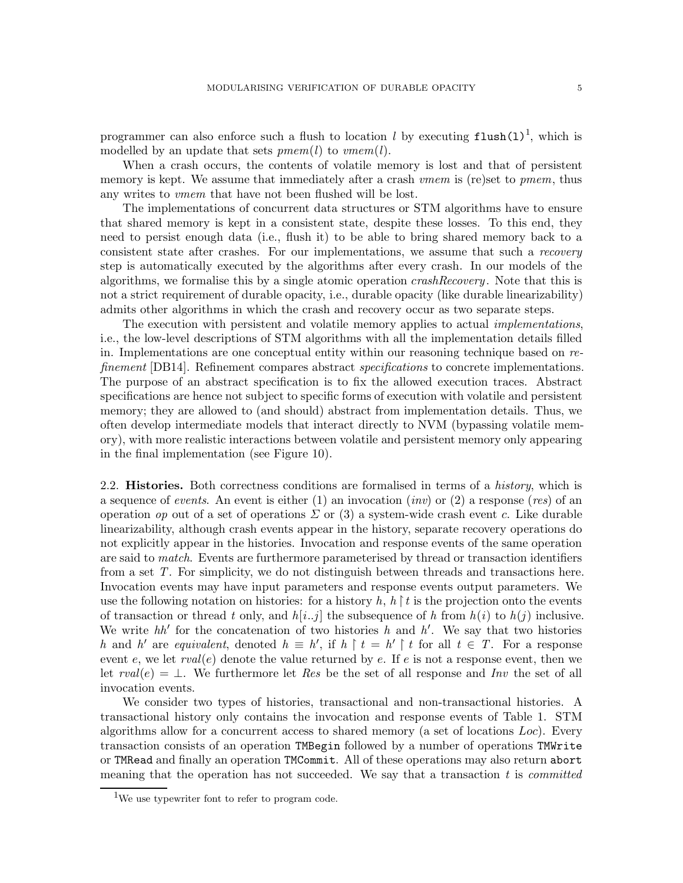programmer can also enforce such a flush to location $l$ by executing `flush(l)`[1], which is modelled by an update that sets $pmem(l)$ to $vmem(l)$.

When a crash occurs, the contents of volatile memory is lost and that of persistent memory is kept. We assume that immediately after a crash *vmem* is (re)set to *pmem*, thus any writes to *vmem* that have not been flushed will be lost.

The implementations of concurrent data structures or STM algorithms have to ensure that shared memory is kept in a consistent state, despite these losses. To this end, they need to persist enough data (i.e., flush it) to be able to bring shared memory back to a consistent state after crashes. For our implementations, we assume that such a *recovery* step is automatically executed by the algorithms after every crash. In our models of the algorithms, we formalise this by a single atomic operation *crashRecovery*. Note that this is not a strict requirement of durable opacity, i.e., durable opacity (like durable linearizability) admits other algorithms in which the crash and recovery occur as two separate steps.

The execution with persistent and volatile memory applies to actual *implementations*, i.e., the low-level descriptions of STM algorithms with all the implementation details filled in. Implementations are one conceptual entity within our reasoning technique based on *refinement* [DB14]. Refinement compares abstract *specifications* to concrete implementations. The purpose of an abstract specification is to fix the allowed execution traces. Abstract specifications are hence not subject to specific forms of execution with volatile and persistent memory; they are allowed to (and should) abstract from implementation details. Thus, we often develop intermediate models that interact directly to NVM (bypassing volatile memory), with more realistic interactions between volatile and persistent memory only appearing in the final implementation (see Figure 10).

2.2. **Histories.** Both correctness conditions are formalised in terms of a *history*, which is a sequence of *events*. An event is either (1) an invocation (*inv*) or (2) a response (*res*) of an operation *op* out of a set of operations $\Sigma$ or (3) a system-wide crash event *c*. Like durable linearizability, although crash events appear in the history, separate recovery operations do not explicitly appear in the histories. Invocation and response events of the same operation are said to *match*. Events are furthermore parameterised by thread or transaction identifiers from a set $T$. For simplicity, we do not distinguish between threads and transactions here. Invocation events may have input parameters and response events output parameters. We use the following notation on histories: for a history $h$, $h \upharpoonright t$ is the projection onto the events of transaction or thread $t$ only, and $h[i..j]$ the subsequence of $h$ from $h(i)$ to $h(j)$ inclusive. We write $hh'$ for the concatenation of two histories $h$ and $h'$. We say that two histories $h$ and $h'$ are *equivalent*, denoted $h \equiv h'$, if $h \upharpoonright t = h' \upharpoonright t$ for all $t \in T$. For a response event $e$, we let $rval(e)$ denote the value returned by $e$. If $e$ is not a response event, then we let $rval(e) = \bot$. We furthermore let *Res* be the set of all response and *Inv* the set of all invocation events.

We consider two types of histories, transactional and non-transactional histories. A transactional history only contains the invocation and response events of Table 1. STM algorithms allow for a concurrent access to shared memory (a set of locations *Loc*). Every transaction consists of an operation `TMBegin` followed by a number of operations `TMWrite` or `TMRead` and finally an operation `TMCommit`. All of these operations may also return `abort` meaning that the operation has not succeeded. We say that a transaction $t$ is *committed*

[1] We use typewriter font to refer to program code.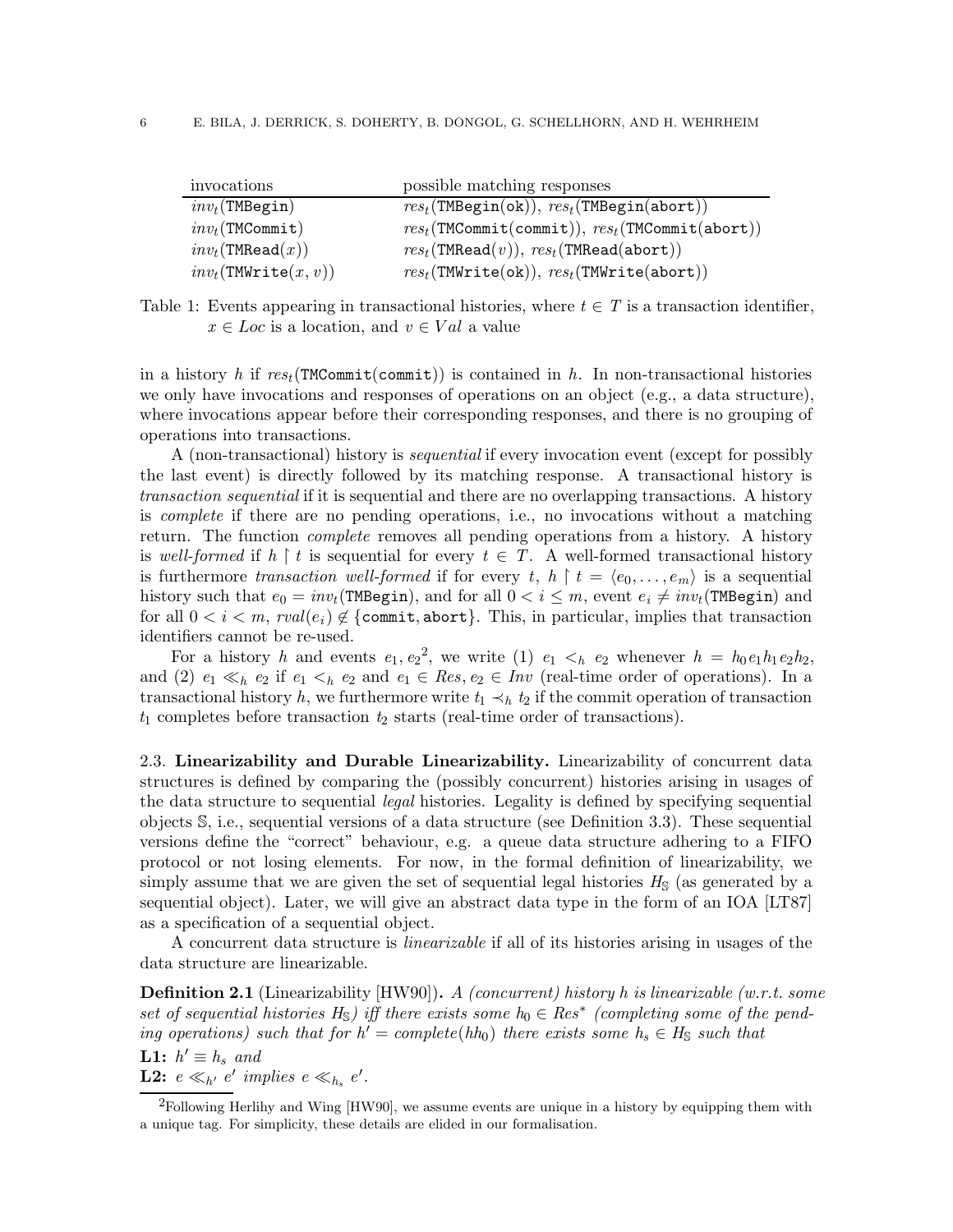| invocations | possible matching responses |
|---|---|
| $inv_t(\texttt{TMBegin})$ | $res_t(\texttt{TMBegin(ok)})$, $res_t(\texttt{TMBegin(abort)})$ |
| $inv_t(\texttt{TMCommit})$ | $res_t(\texttt{TMCommit(commit)})$, $res_t(\texttt{TMCommit(abort)})$ |
| $inv_t(\texttt{TMRead}(x))$ | $res_t(\texttt{TMRead}(v))$, $res_t(\texttt{TMRead(abort)})$ |
| $inv_t(\texttt{TMWrite}(x, v))$ | $res_t(\texttt{TMWrite(ok)})$, $res_t(\texttt{TMWrite(abort)})$ |

Table 1: Events appearing in transactional histories, where $t \in T$ is a transaction identifier, $x \in Loc$ is a location, and $v \in Val$ a value

in a history $h$ if $res_t(\texttt{TMCommit(commit)})$ is contained in $h$. In non-transactional histories we only have invocations and responses of operations on an object (e.g., a data structure), where invocations appear before their corresponding responses, and there is no grouping of operations into transactions.

A (non-transactional) history is *sequential* if every invocation event (except for possibly the last event) is directly followed by its matching response. A transactional history is *transaction sequential* if it is sequential and there are no overlapping transactions. A history is *complete* if there are no pending operations, i.e., no invocations without a matching return. The function *complete* removes all pending operations from a history. A history is *well-formed* if $h \restriction t$ is sequential for every $t \in T$. A well-formed transactional history is furthermore *transaction well-formed* if for every $t$, $h \restriction t = \langle e_0, \ldots, e_m \rangle$ is a sequential history such that $e_0 = inv_t(\texttt{TMBegin})$, and for all $0 < i \leq m$, event $e_i \neq inv_t(\texttt{TMBegin})$ and for all $0 < i < m$, $rval(e_i) \notin \{\texttt{commit}, \texttt{abort}\}$. This, in particular, implies that transaction identifiers cannot be re-used.

For a history $h$ and events $e_1, e_2$[2], we write (1) $e_1 <_h e_2$ whenever $h = h_0 e_1 h_1 e_2 h_2$, and (2) $e_1 \ll_h e_2$ if $e_1 <_h e_2$ and $e_1 \in Res, e_2 \in Inv$ (real-time order of operations). In a transactional history $h$, we furthermore write $t_1 \prec_h t_2$ if the commit operation of transaction $t_1$ completes before transaction $t_2$ starts (real-time order of transactions).

### 2.3. Linearizability and Durable Linearizability.

Linearizability of concurrent data structures is defined by comparing the (possibly concurrent) histories arising in usages of the data structure to sequential *legal* histories. Legality is defined by specifying sequential objects $\mathbb{S}$, i.e., sequential versions of a data structure (see Definition 3.3). These sequential versions define the "correct" behaviour, e.g. a queue data structure adhering to a FIFO protocol or not losing elements. For now, in the formal definition of linearizability, we simply assume that we are given the set of sequential legal histories $H_{\mathbb{S}}$ (as generated by a sequential object). Later, we will give an abstract data type in the form of an IOA [LT87] as a specification of a sequential object.

A concurrent data structure is *linearizable* if all of its histories arising in usages of the data structure are linearizable.

**Definition 2.1** (Linearizability [HW90]). *A (concurrent) history $h$ is linearizable (w.r.t. some set of sequential histories $H_{\mathbb{S}}$) iff there exists some $h_0 \in Res^*$ (completing some of the pending operations) such that for $h' = complete(hh_0)$ there exists some $h_s \in H_{\mathbb{S}}$ such that*

**L1:** $h' \equiv h_s$ *and*

**L2:** $e \ll_{h'} e'$ *implies* $e \ll_{h_s} e'$.

[2] Following Herlihy and Wing [HW90], we assume events are unique in a history by equipping them with a unique tag. For simplicity, these details are elided in our formalisation.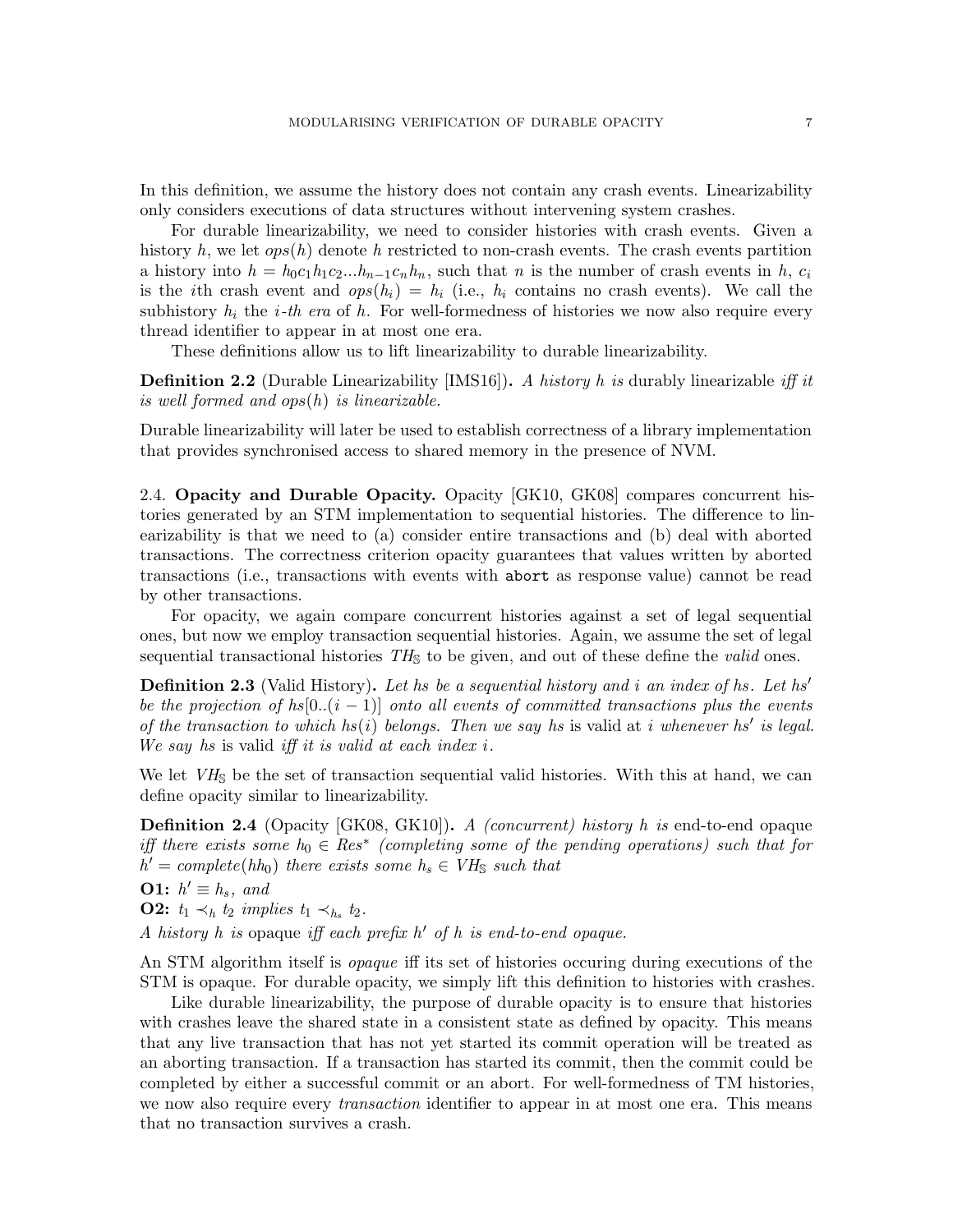In this definition, we assume the history does not contain any crash events. Linearizability only considers executions of data structures without intervening system crashes.

For durable linearizability, we need to consider histories with crash events. Given a history $h$, we let $ops(h)$ denote $h$ restricted to non-crash events. The crash events partition a history into $h = h_0 c_1 h_1 c_2 ... h_{n-1} c_n h_n$, such that $n$ is the number of crash events in $h$, $c_i$ is the $i$th crash event and $ops(h_i) = h_i$ (i.e., $h_i$ contains no crash events). We call the subhistory $h_i$ the *i-th era* of $h$. For well-formedness of histories we now also require every thread identifier to appear in at most one era.

These definitions allow us to lift linearizability to durable linearizability.

**Definition 2.2** (Durable Linearizability [IMS16]). *A history $h$ is* durably linearizable *iff it is well formed and $ops(h)$ is linearizable.*

Durable linearizability will later be used to establish correctness of a library implementation that provides synchronised access to shared memory in the presence of NVM.

## 2.4. Opacity and Durable Opacity.

Opacity [GK10, GK08] compares concurrent histories generated by an STM implementation to sequential histories. The difference to linearizability is that we need to (a) consider entire transactions and (b) deal with aborted transactions. The correctness criterion opacity guarantees that values written by aborted transactions (i.e., transactions with events with `abort` as response value) cannot be read by other transactions.

For opacity, we again compare concurrent histories against a set of legal sequential ones, but now we employ transaction sequential histories. Again, we assume the set of legal sequential transactional histories $TH_{\mathbb{S}}$ to be given, and out of these define the *valid* ones.

**Definition 2.3** (Valid History). *Let $hs$ be a sequential history and $i$ an index of $hs$. Let $hs'$ be the projection of $hs[0..(i-1)]$ onto all events of committed transactions plus the events of the transaction to which $hs(i)$ belongs. Then we say $hs$* is valid at *$i$ whenever $hs'$ is legal. We say $hs$* is valid *iff it is valid at each index $i$.*

We let $VH_{\mathbb{S}}$ be the set of transaction sequential valid histories. With this at hand, we can define opacity similar to linearizability.

**Definition 2.4** (Opacity [GK08, GK10]). *A (concurrent) history $h$ is* end-to-end opaque *iff there exists some $h_0 \in Res^*$ (completing some of the pending operations) such that for $h' = complete(hh_0)$ there exists some $h_s \in VH_{\mathbb{S}}$ such that*

**O1:** *$h' \equiv h_s$, and*

**O2:** *$t_1 \prec_h t_2$ implies $t_1 \prec_{h_s} t_2$.*

*A history $h$ is* opaque *iff each prefix $h'$ of $h$ is end-to-end opaque.*

An STM algorithm itself is *opaque* iff its set of histories occuring during executions of the STM is opaque. For durable opacity, we simply lift this definition to histories with crashes.

Like durable linearizability, the purpose of durable opacity is to ensure that histories with crashes leave the shared state in a consistent state as defined by opacity. This means that any live transaction that has not yet started its commit operation will be treated as an aborting transaction. If a transaction has started its commit, then the commit could be completed by either a successful commit or an abort. For well-formedness of TM histories, we now also require every *transaction* identifier to appear in at most one era. This means that no transaction survives a crash.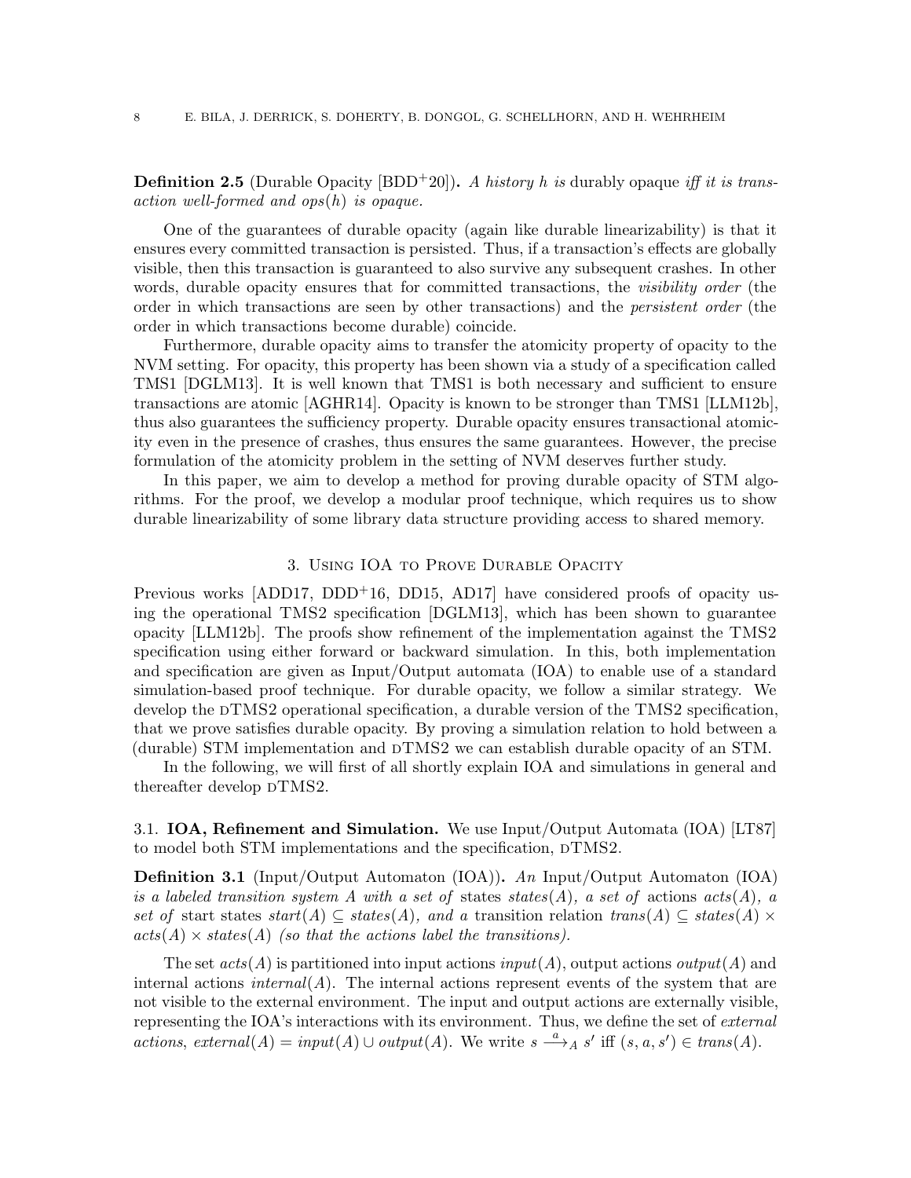**Definition 2.5** (Durable Opacity [BDD+20])**.** *A history $h$ is* durably opaque *iff it is transaction well-formed and $ops(h)$ is opaque.*

One of the guarantees of durable opacity (again like durable linearizability) is that it ensures every committed transaction is persisted. Thus, if a transaction's effects are globally visible, then this transaction is guaranteed to also survive any subsequent crashes. In other words, durable opacity ensures that for committed transactions, the *visibility order* (the order in which transactions are seen by other transactions) and the *persistent order* (the order in which transactions become durable) coincide.

Furthermore, durable opacity aims to transfer the atomicity property of opacity to the NVM setting. For opacity, this property has been shown via a study of a specification called TMS1 [DGLM13]. It is well known that TMS1 is both necessary and sufficient to ensure transactions are atomic [AGHR14]. Opacity is known to be stronger than TMS1 [LLM12b], thus also guarantees the sufficiency property. Durable opacity ensures transactional atomicity even in the presence of crashes, thus ensures the same guarantees. However, the precise formulation of the atomicity problem in the setting of NVM deserves further study.

In this paper, we aim to develop a method for proving durable opacity of STM algorithms. For the proof, we develop a modular proof technique, which requires us to show durable linearizability of some library data structure providing access to shared memory.

## 3. Using IOA to Prove Durable Opacity

Previous works [ADD17, DDD+16, DD15, AD17] have considered proofs of opacity using the operational TMS2 specification [DGLM13], which has been shown to guarantee opacity [LLM12b]. The proofs show refinement of the implementation against the TMS2 specification using either forward or backward simulation. In this, both implementation and specification are given as Input/Output automata (IOA) to enable use of a standard simulation-based proof technique. For durable opacity, we follow a similar strategy. We develop the dTMS2 operational specification, a durable version of the TMS2 specification, that we prove satisfies durable opacity. By proving a simulation relation to hold between a (durable) STM implementation and dTMS2 we can establish durable opacity of an STM.

In the following, we will first of all shortly explain IOA and simulations in general and thereafter develop dTMS2.

### 3.1. IOA, Refinement and Simulation.

We use Input/Output Automata (IOA) [LT87] to model both STM implementations and the specification, dTMS2.

**Definition 3.1** (Input/Output Automaton (IOA))**.** *An* Input/Output Automaton (IOA) *is a labeled transition system $A$ with a set of* states *$states(A)$, a set of* actions *$acts(A)$, a set of* start states *$start(A) \subseteq states(A)$, and a* transition relation *$trans(A) \subseteq states(A) \times acts(A) \times states(A)$ (so that the actions label the transitions).*

The set $acts(A)$ is partitioned into input actions $input(A)$, output actions $output(A)$ and internal actions $internal(A)$. The internal actions represent events of the system that are not visible to the external environment. The input and output actions are externally visible, representing the IOA's interactions with its environment. Thus, we define the set of *external actions*, $external(A) = input(A) \cup output(A)$. We write $s \xrightarrow{a}_A s'$ iff $(s, a, s') \in trans(A)$.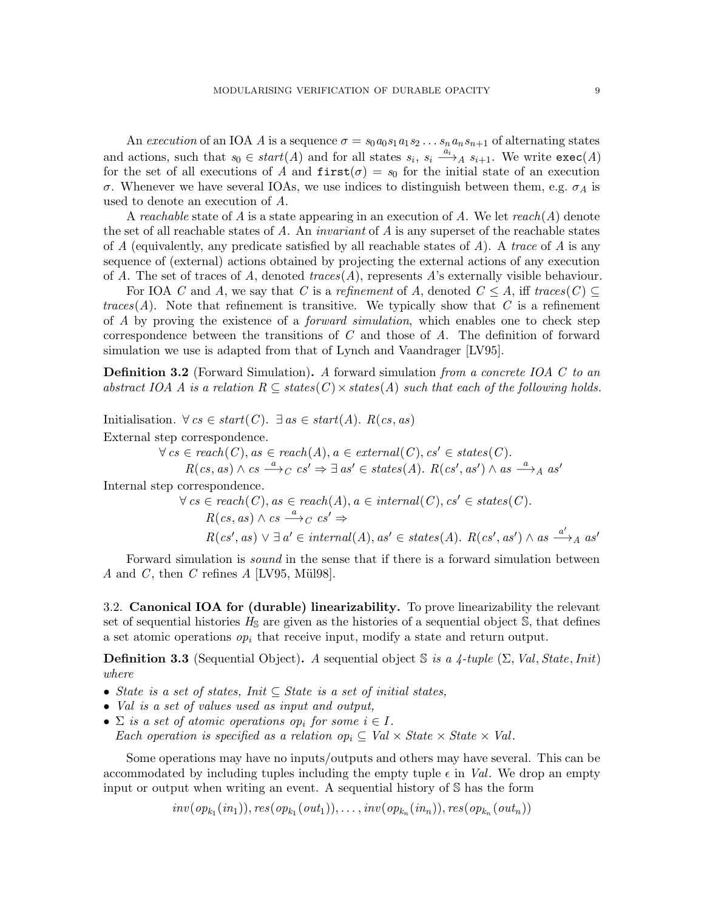An *execution* of an IOA $A$ is a sequence $\sigma = s_0 a_0 s_1 a_1 s_2 \dots s_n a_n s_{n+1}$ of alternating states and actions, such that $s_0 \in start(A)$ and for all states $s_i$, $s_i \xrightarrow{a_i}_A s_{i+1}$. We write $\mathtt{exec}(A)$ for the set of all executions of $A$ and $\mathtt{first}(\sigma) = s_0$ for the initial state of an execution $\sigma$. Whenever we have several IOAs, we use indices to distinguish between them, e.g. $\sigma_A$ is used to denote an execution of $A$.

A *reachable* state of $A$ is a state appearing in an execution of $A$. We let $reach(A)$ denote the set of all reachable states of $A$. An *invariant* of $A$ is any superset of the reachable states of $A$ (equivalently, any predicate satisfied by all reachable states of $A$). A *trace* of $A$ is any sequence of (external) actions obtained by projecting the external actions of any execution of $A$. The set of traces of $A$, denoted $traces(A)$, represents $A$'s externally visible behaviour.

For IOA $C$ and $A$, we say that $C$ is a *refinement* of $A$, denoted $C \leq A$, iff $traces(C) \subseteq traces(A)$. Note that refinement is transitive. We typically show that $C$ is a refinement of $A$ by proving the existence of a *forward simulation*, which enables one to check step correspondence between the transitions of $C$ and those of $A$. The definition of forward simulation we use is adapted from that of Lynch and Vaandrager [LV95].

**Definition 3.2** (Forward Simulation)**.** *A* forward simulation *from a concrete IOA $C$ to an abstract IOA $A$ is a relation $R \subseteq states(C) \times states(A)$ such that each of the following holds.*

Initialisation. $\forall\, cs \in start(C).\ \exists\, as \in start(A).\ R(cs, as)$

External step correspondence.

$$\begin{aligned}
&\forall\, cs \in reach(C), as \in reach(A), a \in external(C), cs' \in states(C).\\
&\qquad R(cs, as) \wedge cs \xrightarrow{a}_C cs' \Rightarrow \exists\, as' \in states(A).\ R(cs', as') \wedge as \xrightarrow{a}_A as'
\end{aligned}$$

Internal step correspondence.

$$\begin{aligned}
&\forall\, cs \in reach(C), as \in reach(A), a \in internal(C), cs' \in states(C).\\
&\qquad R(cs, as) \wedge cs \xrightarrow{a}_C cs' \Rightarrow\\
&\qquad R(cs', as) \vee \exists\, a' \in internal(A), as' \in states(A).\ R(cs', as') \wedge as \xrightarrow{a'}_A as'
\end{aligned}$$

Forward simulation is *sound* in the sense that if there is a forward simulation between $A$ and $C$, then $C$ refines $A$ [LV95, Mül98].

### 3.2. Canonical IOA for (durable) linearizability.

To prove linearizability the relevant set of sequential histories $H_{\mathbb{S}}$ are given as the histories of a sequential object $\mathbb{S}$, that defines a set atomic operations $op_i$ that receive input, modify a state and return output.

**Definition 3.3** (Sequential Object)**.** *A sequential object $\mathbb{S}$ is a 4-tuple $(\Sigma, Val, State, Init)$ where*

- *$State$ is a set of states, $Init \subseteq State$ is a set of initial states,*
- *$Val$ is a set of values used as input and output,*
- *$\Sigma$ is a set of atomic operations $op_i$ for some $i \in I$.*
  *Each operation is specified as a relation $op_i \subseteq Val \times State \times State \times Val$.*

Some operations may have no inputs/outputs and others may have several. This can be accommodated by including tuples including the empty tuple $\epsilon$ in $Val$. We drop an empty input or output when writing an event. A sequential history of $\mathbb{S}$ has the form

$$inv(op_{k_1}(in_1)), res(op_{k_1}(out_1)), \dots, inv(op_{k_n}(in_n)), res(op_{k_n}(out_n))$$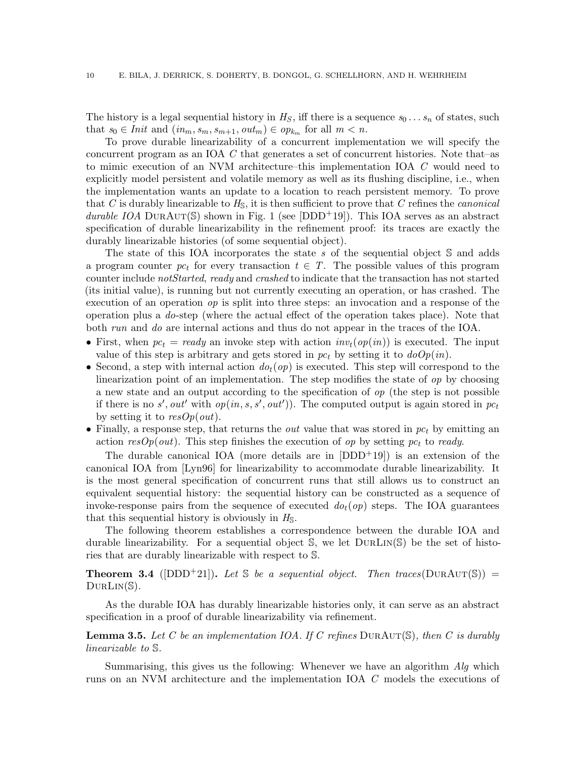The history is a legal sequential history in $H_S$, iff there is a sequence $s_0 \dots s_n$ of states, such that $s_0 \in Init$ and $(in_m, s_m, s_{m+1}, out_m) \in op_{k_m}$ for all $m < n$.

To prove durable linearizability of a concurrent implementation we will specify the concurrent program as an IOA $C$ that generates a set of concurrent histories. Note that–as to mimic execution of an NVM architecture–this implementation IOA $C$ would need to explicitly model persistent and volatile memory as well as its flushing discipline, i.e., when the implementation wants an update to a location to reach persistent memory. To prove that $C$ is durably linearizable to $H_{\mathbb{S}}$, it is then sufficient to prove that $C$ refines the *canonical durable IOA* DurAut($\mathbb{S}$) shown in Fig. 1 (see [DDD+19]). This IOA serves as an abstract specification of durable linearizability in the refinement proof: its traces are exactly the durably linearizable histories (of some sequential object).

The state of this IOA incorporates the state $s$ of the sequential object $\mathbb{S}$ and adds a program counter $pc_t$ for every transaction $t \in T$. The possible values of this program counter include *notStarted*, *ready* and *crashed* to indicate that the transaction has not started (its initial value), is running but not currently executing an operation, or has crashed. The execution of an operation $op$ is split into three steps: an invocation and a response of the operation plus a *do*-step (where the actual effect of the operation takes place). Note that both *run* and *do* are internal actions and thus do not appear in the traces of the IOA.

- First, when $pc_t = ready$ an invoke step with action $inv_t(op(in))$ is executed. The input value of this step is arbitrary and gets stored in $pc_t$ by setting it to $doOp(in)$.
- Second, a step with internal action $do_t(op)$ is executed. This step will correspond to the linearization point of an implementation. The step modifies the state of $op$ by choosing a new state and an output according to the specification of $op$ (the step is not possible if there is no $s', out'$ with $op(in, s, s', out')$). The computed output is again stored in $pc_t$ by setting it to $resOp(out)$.
- Finally, a response step, that returns the $out$ value that was stored in $pc_t$ by emitting an action $resOp(out)$. This step finishes the execution of $op$ by setting $pc_t$ to *ready*.

The durable canonical IOA (more details are in [DDD+19]) is an extension of the canonical IOA from [Lyn96] for linearizability to accommodate durable linearizability. It is the most general specification of concurrent runs that still allows us to construct an equivalent sequential history: the sequential history can be constructed as a sequence of invoke-response pairs from the sequence of executed $do_t(op)$ steps. The IOA guarantees that this sequential history is obviously in $H_{\mathbb{S}}$.

The following theorem establishes a correspondence between the durable IOA and durable linearizability. For a sequential object $\mathbb{S}$, we let DurLin($\mathbb{S}$) be the set of histories that are durably linearizable with respect to $\mathbb{S}$.

**Theorem 3.4** ([DDD+21])**.** *Let $\mathbb{S}$ be a sequential object. Then traces*(DurAut($\mathbb{S}$)) $=$ DurLin($\mathbb{S}$)*.*

As the durable IOA has durably linearizable histories only, it can serve as an abstract specification in a proof of durable linearizability via refinement.

**Lemma 3.5.** *Let $C$ be an implementation IOA. If $C$ refines* DurAut($\mathbb{S}$)*, then $C$ is durably linearizable to $\mathbb{S}$.*

Summarising, this gives us the following: Whenever we have an algorithm *Alg* which runs on an NVM architecture and the implementation IOA $C$ models the executions of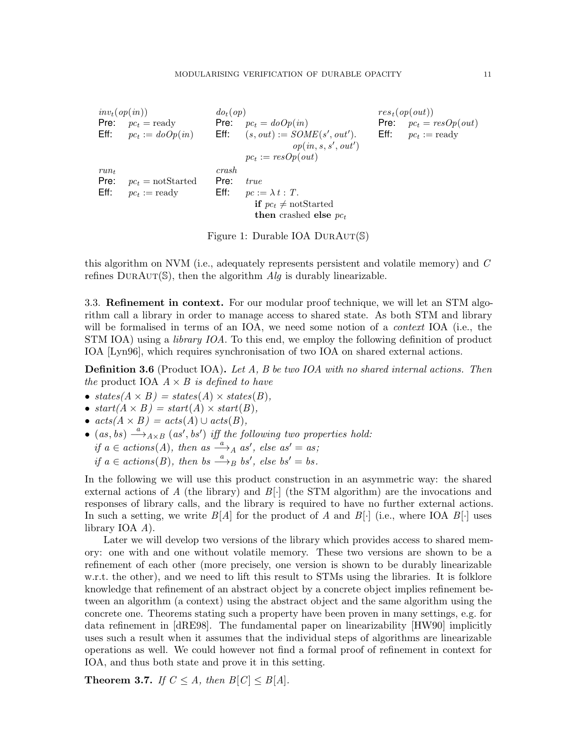| $inv_t(op(in))$ | $do_t(op)$ | $res_t(op(out))$ |
|---|---|---|
| **Pre:** $pc_t = \text{ready}$ | **Pre:** $pc_t = doOp(in)$ | **Pre:** $pc_t = resOp(out)$ |
| **Eff:** $pc_t := doOp(in)$ | **Eff:** $(s, out) := SOME(s', out').\ op(in, s, s', out')$; $pc_t := resOp(out)$ | **Eff:** $pc_t := \text{ready}$ |
| $run_t$ | $crash$ | |
| **Pre:** $pc_t = \text{notStarted}$ | **Pre:** $true$ | |
| **Eff:** $pc_t := \text{ready}$ | **Eff:** $pc := \lambda\, t : T.$ **if** $pc_t \neq \text{notStarted}$ **then** crashed **else** $pc_t$ | |

Figure 1: Durable IOA DurAut($\mathbb{S}$)

this algorithm on NVM (i.e., adequately represents persistent and volatile memory) and $C$ refines DurAut($\mathbb{S}$), then the algorithm $Alg$ is durably linearizable.

3.3. **Refinement in context.** For our modular proof technique, we will let an STM algorithm call a library in order to manage access to shared state. As both STM and library will be formalised in terms of an IOA, we need some notion of a *context* IOA (i.e., the STM IOA) using a *library IOA*. To this end, we employ the following definition of product IOA [Lyn96], which requires synchronisation of two IOA on shared external actions.

**Definition 3.6** (Product IOA)**.** *Let $A$, $B$ be two IOA with no shared internal actions. Then the* product IOA $A \times B$ *is defined to have*

- *states($A \times B$) = states($A$) $\times$ states($B$),*
- *start($A \times B$) = start($A$) $\times$ start($B$),*
- *acts($A \times B$) = acts($A$) $\cup$ acts($B$),*
- $(as, bs) \xrightarrow{a}_{A \times B} (as', bs')$ *iff the following two properties hold:*
  *if $a \in actions(A)$, then $as \xrightarrow{a}_A as'$, else $as' = as$;*
  *if $a \in actions(B)$, then $bs \xrightarrow{a}_B bs'$, else $bs' = bs$.*

In the following we will use this product construction in an asymmetric way: the shared external actions of $A$ (the library) and $B[\cdot]$ (the STM algorithm) are the invocations and responses of library calls, and the library is required to have no further external actions. In such a setting, we write $B[A]$ for the product of $A$ and $B[\cdot]$ (i.e., where IOA $B[\cdot]$ uses library IOA $A$).

Later we will develop two versions of the library which provides access to shared memory: one with and one without volatile memory. These two versions are shown to be a refinement of each other (more precisely, one version is shown to be durably linearizable w.r.t. the other), and we need to lift this result to STMs using the libraries. It is folklore knowledge that refinement of an abstract object by a concrete object implies refinement between an algorithm (a context) using the abstract object and the same algorithm using the concrete one. Theorems stating such a property have been proven in many settings, e.g. for data refinement in [dRE98]. The fundamental paper on linearizability [HW90] implicitly uses such a result when it assumes that the individual steps of algorithms are linearizable operations as well. We could however not find a formal proof of refinement in context for IOA, and thus both state and prove it in this setting.

**Theorem 3.7.** *If $C \leq A$, then $B[C] \leq B[A]$.*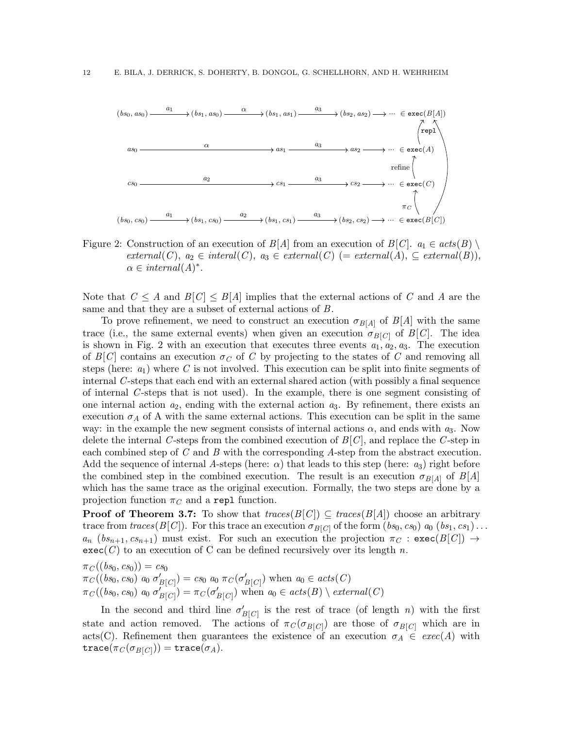$$
\begin{array}{ccccccccc}
(bs_0, as_0) & \xrightarrow{a_1} & (bs_1, as_0) & \xrightarrow{\alpha} & (bs_1, as_1) & \xrightarrow{a_3} & (bs_2, as_2) & \longrightarrow \cdots & \in \texttt{exec}(B[A]) \\
as_0 & & \xrightarrow{\alpha} & & as_1 & \xrightarrow{a_3} & as_2 & \longrightarrow \cdots & \in \texttt{exec}(A) \\
cs_0 & & \xrightarrow{a_2} & & cs_1 & \xrightarrow{a_3} & cs_2 & \longrightarrow \cdots & \in \texttt{exec}(C) \\
(bs_0, cs_0) & \xrightarrow{a_1} & (bs_1, cs_0) & \xrightarrow{a_2} & (bs_1, cs_1) & \xrightarrow{a_3} & (bs_2, cs_2) & \longrightarrow \cdots & \in \texttt{exec}(B[C])
\end{array}
$$

(Arrows on the right: $\texttt{exec}(A)$ to $\texttt{exec}(B[A])$ labelled $\texttt{repl}$; $\texttt{exec}(C)$ to $\texttt{exec}(A)$ labelled refine; $\texttt{exec}(B[C])$ to $\texttt{exec}(C)$ labelled $\pi_C$; $\texttt{exec}(B[C])$ to $\texttt{exec}(B[A])$.)

Figure 2: Construction of an execution of $B[A]$ from an execution of $B[C]$. $a_1 \in acts(B) \setminus external(C)$, $a_2 \in interal(C)$, $a_3 \in external(C)$ ($= external(A)$, $\subseteq external(B)$), $\alpha \in internal(A)^*$.

Note that $C \leq A$ and $B[C] \leq B[A]$ implies that the external actions of $C$ and $A$ are the same and that they are a subset of external actions of $B$.

To prove refinement, we need to construct an execution $\sigma_{B[A]}$ of $B[A]$ with the same trace (i.e., the same external events) when given an execution $\sigma_{B[C]}$ of $B[C]$. The idea is shown in Fig. 2 with an execution that executes three events $a_1, a_2, a_3$. The execution of $B[C]$ contains an execution $\sigma_C$ of $C$ by projecting to the states of $C$ and removing all steps (here: $a_1$) where $C$ is not involved. This execution can be split into finite segments of internal $C$-steps that each end with an external shared action (with possibly a final sequence of internal $C$-steps that is not used). In the example, there is one segment consisting of one internal action $a_2$, ending with the external action $a_3$. By refinement, there exists an execution $\sigma_A$ of A with the same external actions. This execution can be split in the same way: in the example the new segment consists of internal actions $\alpha$, and ends with $a_3$. Now delete the internal $C$-steps from the combined execution of $B[C]$, and replace the $C$-step in each combined step of $C$ and $B$ with the corresponding $A$-step from the abstract execution. Add the sequence of internal $A$-steps (here: $\alpha$) that leads to this step (here: $a_3$) right before the combined step in the combined execution. The result is an execution $\sigma_{B[A]}$ of $B[A]$ which has the same trace as the original execution. Formally, the two steps are done by a projection function $\pi_C$ and a `repl` function.

**Proof of Theorem 3.7:** To show that $traces(B[C]) \subseteq traces(B[A])$ choose an arbitrary trace from $traces(B[C])$. For this trace an execution $\sigma_{B[C]}$ of the form $(bs_0, cs_0)\ a_0\ (bs_1, cs_1) \ldots a_n\ (bs_{n+1}, cs_{n+1})$ must exist. For such an execution the projection $\pi_C : \texttt{exec}(B[C]) \to \texttt{exec}(C)$ to an execution of C can be defined recursively over its length $n$.

$\pi_C((bs_0, cs_0)) = cs_0$
$\pi_C((bs_0, cs_0)\ a_0\ \sigma'_{B[C]}) = cs_0\ a_0\ \pi_C(\sigma'_{B[C]})$ when $a_0 \in acts(C)$
$\pi_C((bs_0, cs_0)\ a_0\ \sigma'_{B[C]}) = \pi_C(\sigma'_{B[C]})$ when $a_0 \in acts(B) \setminus external(C)$

In the second and third line $\sigma'_{B[C]}$ is the rest of trace (of length $n$) with the first state and action removed. The actions of $\pi_C(\sigma_{B[C]})$ are those of $\sigma_{B[C]}$ which are in acts(C). Refinement then guarantees the existence of an execution $\sigma_A \in exec(A)$ with $\texttt{trace}(\pi_C(\sigma_{B[C]})) = \texttt{trace}(\sigma_A)$.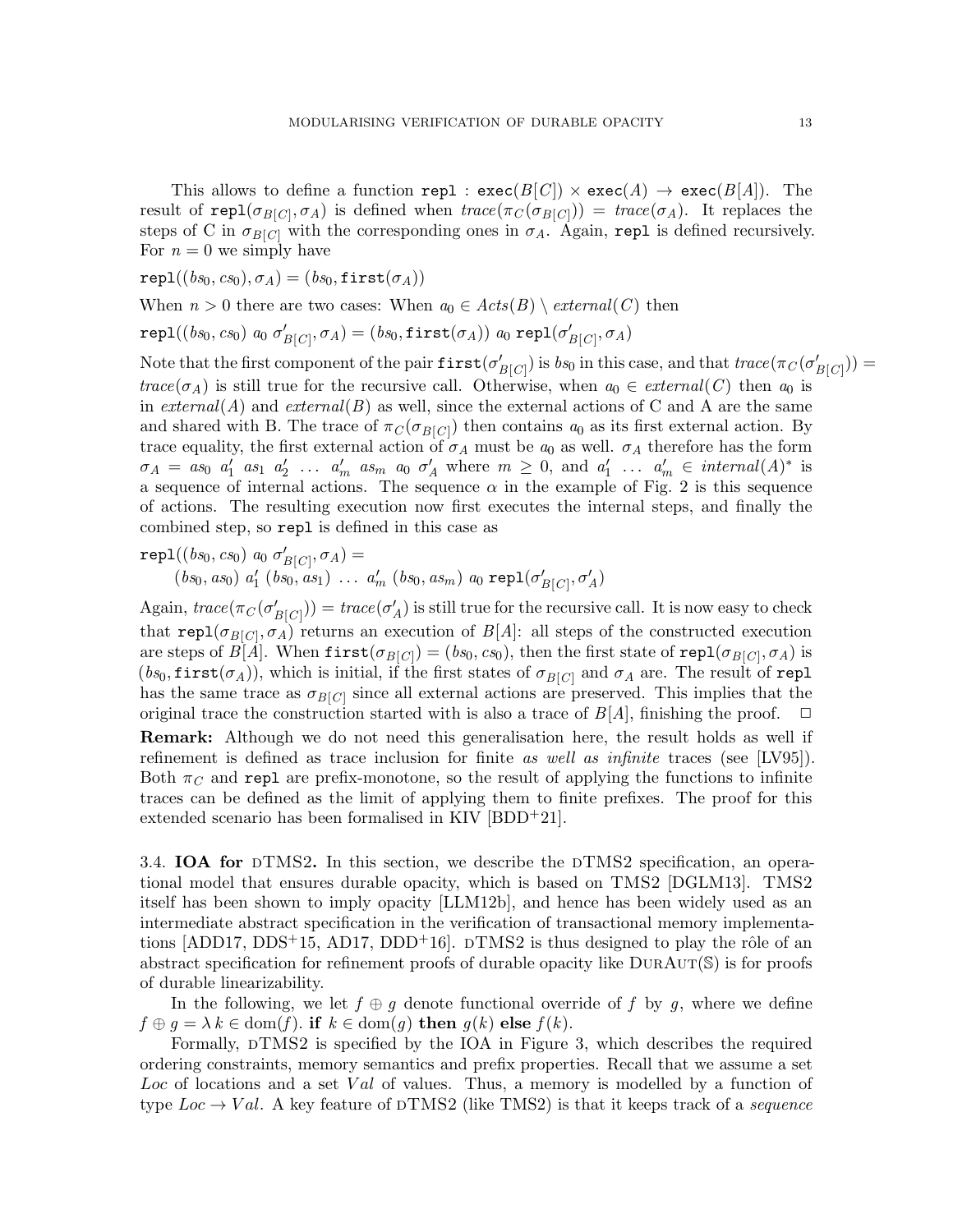This allows to define a function $\mathtt{repl} : \mathtt{exec}(B[C]) \times \mathtt{exec}(A) \to \mathtt{exec}(B[A])$. The result of $\mathtt{repl}(\sigma_{B[C]}, \sigma_A)$ is defined when $\mathit{trace}(\pi_C(\sigma_{B[C]})) = \mathit{trace}(\sigma_A)$. It replaces the steps of C in $\sigma_{B[C]}$ with the corresponding ones in $\sigma_A$. Again, $\mathtt{repl}$ is defined recursively. For $n = 0$ we simply have

$\mathtt{repl}((bs_0, cs_0), \sigma_A) = (bs_0, \mathtt{first}(\sigma_A))$

When $n > 0$ there are two cases: When $a_0 \in \mathit{Acts}(B) \setminus \mathit{external}(C)$ then

$\mathtt{repl}((bs_0, cs_0)\ a_0\ \sigma'_{B[C]}, \sigma_A) = (bs_0, \mathtt{first}(\sigma_A))\ a_0\ \mathtt{repl}(\sigma'_{B[C]}, \sigma_A)$

Note that the first component of the pair $\mathtt{first}(\sigma'_{B[C]})$ is $bs_0$ in this case, and that $\mathit{trace}(\pi_C(\sigma'_{B[C]})) = \mathit{trace}(\sigma_A)$ is still true for the recursive call. Otherwise, when $a_0 \in \mathit{external}(C)$ then $a_0$ is in $\mathit{external}(A)$ and $\mathit{external}(B)$ as well, since the external actions of C and A are the same and shared with B. The trace of $\pi_C(\sigma_{B[C]})$ then contains $a_0$ as its first external action. By trace equality, the first external action of $\sigma_A$ must be $a_0$ as well. $\sigma_A$ therefore has the form $\sigma_A = as_0\ a'_1\ as_1\ a'_2\ \ldots\ a'_m\ as_m\ a_0\ \sigma'_A$ where $m \geq 0$, and $a'_1\ \ldots\ a'_m \in \mathit{internal}(A)^*$ is a sequence of internal actions. The sequence $\alpha$ in the example of Fig. 2 is this sequence of actions. The resulting execution now first executes the internal steps, and finally the combined step, so $\mathtt{repl}$ is defined in this case as

$$\begin{aligned}&\mathtt{repl}((bs_0, cs_0)\ a_0\ \sigma'_{B[C]}, \sigma_A) = \\ &\quad (bs_0, as_0)\ a'_1\ (bs_0, as_1)\ \ldots\ a'_m\ (bs_0, as_m)\ a_0\ \mathtt{repl}(\sigma'_{B[C]}, \sigma'_A)\end{aligned}$$

Again, $\mathit{trace}(\pi_C(\sigma'_{B[C]})) = \mathit{trace}(\sigma'_A)$ is still true for the recursive call. It is now easy to check that $\mathtt{repl}(\sigma_{B[C]}, \sigma_A)$ returns an execution of $B[A]$: all steps of the constructed execution are steps of $B[A]$. When $\mathtt{first}(\sigma_{B[C]}) = (bs_0, cs_0)$, then the first state of $\mathtt{repl}(\sigma_{B[C]}, \sigma_A)$ is $(bs_0, \mathtt{first}(\sigma_A))$, which is initial, if the first states of $\sigma_{B[C]}$ and $\sigma_A$ are. The result of $\mathtt{repl}$ has the same trace as $\sigma_{B[C]}$ since all external actions are preserved. This implies that the original trace the construction started with is also a trace of $B[A]$, finishing the proof. $\Box$

**Remark:** Although we do not need this generalisation here, the result holds as well if refinement is defined as trace inclusion for finite *as well as infinite* traces (see [LV95]). Both $\pi_C$ and $\mathtt{repl}$ are prefix-monotone, so the result of applying the functions to infinite traces can be defined as the limit of applying them to finite prefixes. The proof for this extended scenario has been formalised in KIV [BDD+21].

3.4. **IOA for dTMS2.** In this section, we describe the dTMS2 specification, an operational model that ensures durable opacity, which is based on TMS2 [DGLM13]. TMS2 itself has been shown to imply opacity [LLM12b], and hence has been widely used as an intermediate abstract specification in the verification of transactional memory implementations [ADD17, DDS+15, AD17, DDD+16]. dTMS2 is thus designed to play the rôle of an abstract specification for refinement proofs of durable opacity like DurAut($\mathbb{S}$) is for proofs of durable linearizability.

In the following, we let $f \oplus g$ denote functional override of $f$ by $g$, where we define $f \oplus g = \lambda\, k \in \mathrm{dom}(f).\ \textbf{if}\ k \in \mathrm{dom}(g)\ \textbf{then}\ g(k)\ \textbf{else}\ f(k)$.

Formally, dTMS2 is specified by the IOA in Figure 3, which describes the required ordering constraints, memory semantics and prefix properties. Recall that we assume a set $\mathit{Loc}$ of locations and a set $\mathit{Val}$ of values. Thus, a memory is modelled by a function of type $\mathit{Loc} \to \mathit{Val}$. A key feature of dTMS2 (like TMS2) is that it keeps track of a *sequence*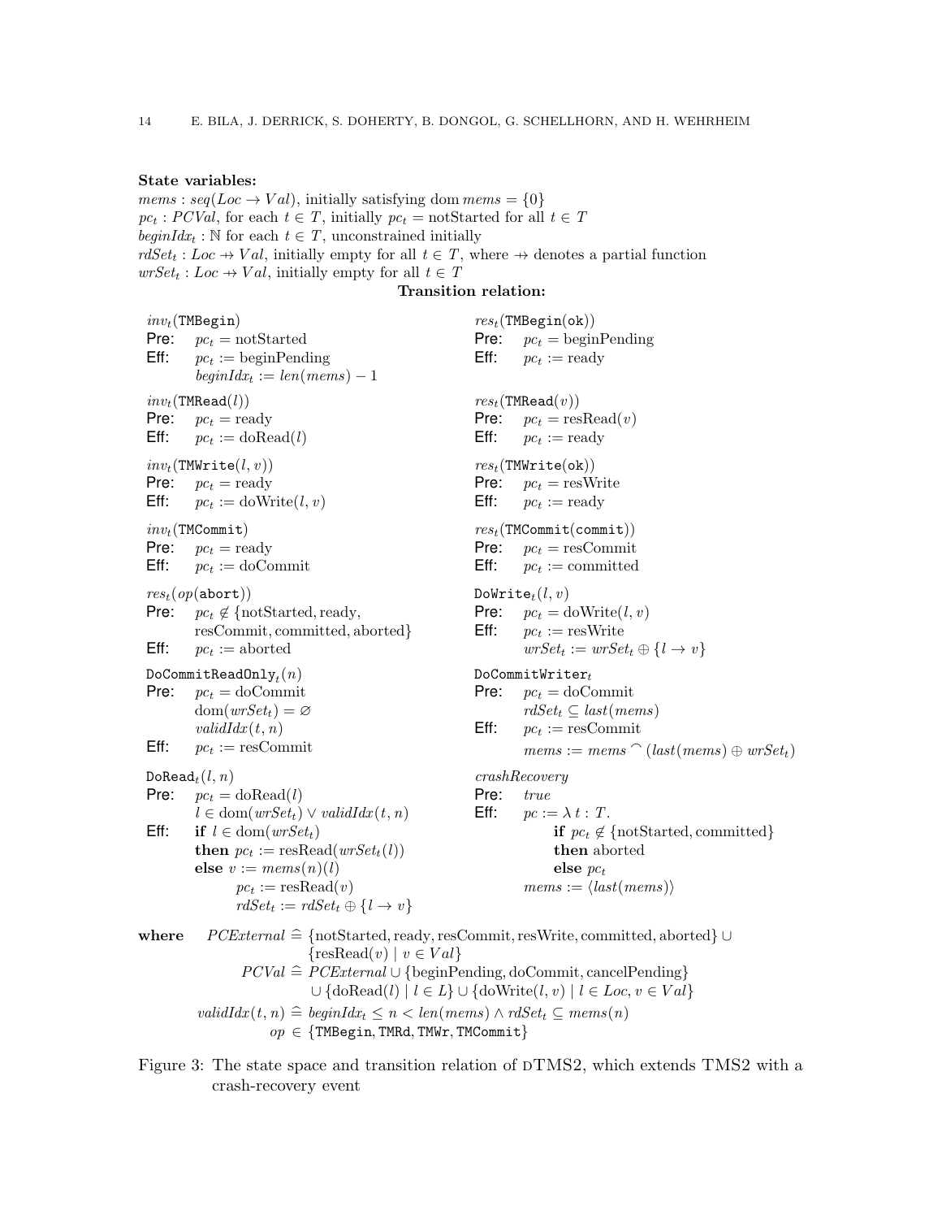**State variables:**

$mems : seq(Loc \to Val)$, initially satisfying $\mathrm{dom}\, mems = \{0\}$
$pc_t : PCVal$, for each $t \in T$, initially $pc_t = \mathrm{notStarted}$ for all $t \in T$
$beginIdx_t : \mathbb{N}$ for each $t \in T$, unconstrained initially
$rdSet_t : Loc \rightarrow\!\!\!\!\!+ \; Val$, initially empty for all $t \in T$, where $\rightarrow\!\!\!\!\!+$ denotes a partial function
$wrSet_t : Loc \rightarrow\!\!\!\!\!+ \; Val$, initially empty for all $t \in T$

**Transition relation:**

$inv_t(\texttt{TMBegin})$
**Pre:** $pc_t = \mathrm{notStarted}$
**Eff:** $pc_t := \mathrm{beginPending}$
$\quad beginIdx_t := len(mems) - 1$

$res_t(\texttt{TMBegin}(\texttt{ok}))$
**Pre:** $pc_t = \mathrm{beginPending}$
**Eff:** $pc_t := \mathrm{ready}$

$inv_t(\texttt{TMRead}(l))$
**Pre:** $pc_t = \mathrm{ready}$
**Eff:** $pc_t := \mathrm{doRead}(l)$

$res_t(\texttt{TMRead}(v))$
**Pre:** $pc_t = \mathrm{resRead}(v)$
**Eff:** $pc_t := \mathrm{ready}$

$inv_t(\texttt{TMWrite}(l, v))$
**Pre:** $pc_t = \mathrm{ready}$
**Eff:** $pc_t := \mathrm{doWrite}(l, v)$

$res_t(\texttt{TMWrite}(\texttt{ok}))$
**Pre:** $pc_t = \mathrm{resWrite}$
**Eff:** $pc_t := \mathrm{ready}$

$inv_t(\texttt{TMCommit})$
**Pre:** $pc_t = \mathrm{ready}$
**Eff:** $pc_t := \mathrm{doCommit}$

$res_t(\texttt{TMCommit}(\texttt{commit}))$
**Pre:** $pc_t = \mathrm{resCommit}$
**Eff:** $pc_t := \mathrm{committed}$

$res_t(op(\texttt{abort}))$
**Pre:** $pc_t \notin \{\mathrm{notStarted}, \mathrm{ready}, \mathrm{resCommit}, \mathrm{committed}, \mathrm{aborted}\}$
**Eff:** $pc_t := \mathrm{aborted}$

$\texttt{DoWrite}_t(l, v)$
**Pre:** $pc_t = \mathrm{doWrite}(l, v)$
**Eff:** $pc_t := \mathrm{resWrite}$
$\quad wrSet_t := wrSet_t \oplus \{l \to v\}$

$\texttt{DoCommitReadOnly}_t(n)$
**Pre:** $pc_t = \mathrm{doCommit}$
$\quad \mathrm{dom}(wrSet_t) = \varnothing$
$\quad validIdx(t, n)$
**Eff:** $pc_t := \mathrm{resCommit}$

$\texttt{DoCommitWriter}_t$
**Pre:** $pc_t = \mathrm{doCommit}$
$\quad rdSet_t \subseteq last(mems)$
**Eff:** $pc_t := \mathrm{resCommit}$
$\quad mems := mems \frown (last(mems) \oplus wrSet_t)$

$\texttt{DoRead}_t(l, n)$
**Pre:** $pc_t = \mathrm{doRead}(l)$
$\quad l \in \mathrm{dom}(wrSet_t) \vee validIdx(t, n)$
**Eff:** **if** $l \in \mathrm{dom}(wrSet_t)$
$\quad$ **then** $pc_t := \mathrm{resRead}(wrSet_t(l))$
$\quad$ **else** $v := mems(n)(l)$
$\quad\quad pc_t := \mathrm{resRead}(v)$
$\quad\quad rdSet_t := rdSet_t \oplus \{l \to v\}$

$crashRecovery$
**Pre:** $true$
**Eff:** $pc := \lambda\, t : T.$
$\quad$ **if** $pc_t \notin \{\mathrm{notStarted}, \mathrm{committed}\}$
$\quad$ **then** aborted
$\quad$ **else** $pc_t$
$\quad mems := \langle last(mems) \rangle$

**where**

$$PCExternal \mathrel{\widehat{=}} \{\mathrm{notStarted}, \mathrm{ready}, \mathrm{resCommit}, \mathrm{resWrite}, \mathrm{committed}, \mathrm{aborted}\} \cup \{\mathrm{resRead}(v) \mid v \in Val\}$$

$$PCVal \mathrel{\widehat{=}} PCExternal \cup \{\mathrm{beginPending}, \mathrm{doCommit}, \mathrm{cancelPending}\} \cup \{\mathrm{doRead}(l) \mid l \in L\} \cup \{\mathrm{doWrite}(l, v) \mid l \in Loc, v \in Val\}$$

$$validIdx(t, n) \mathrel{\widehat{=}} beginIdx_t \le n < len(mems) \wedge rdSet_t \subseteq mems(n)$$

$$op \in \{\texttt{TMBegin}, \texttt{TMRd}, \texttt{TMWr}, \texttt{TMCommit}\}$$

Figure 3: The state space and transition relation of dTMS2, which extends TMS2 with a crash-recovery event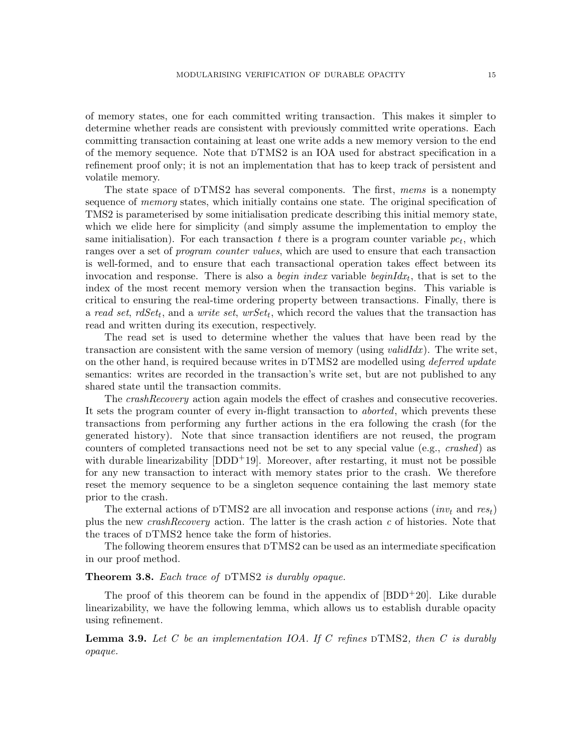of memory states, one for each committed writing transaction. This makes it simpler to determine whether reads are consistent with previously committed write operations. Each committing transaction containing at least one write adds a new memory version to the end of the memory sequence. Note that dTMS2 is an IOA used for abstract specification in a refinement proof only; it is not an implementation that has to keep track of persistent and volatile memory.

The state space of dTMS2 has several components. The first, *mems* is a nonempty sequence of *memory* states, which initially contains one state. The original specification of TMS2 is parameterised by some initialisation predicate describing this initial memory state, which we elide here for simplicity (and simply assume the implementation to employ the same initialisation). For each transaction $t$ there is a program counter variable $pc_t$, which ranges over a set of *program counter values*, which are used to ensure that each transaction is well-formed, and to ensure that each transactional operation takes effect between its invocation and response. There is also a *begin index* variable $beginIdx_t$, that is set to the index of the most recent memory version when the transaction begins. This variable is critical to ensuring the real-time ordering property between transactions. Finally, there is a *read set*, $rdSet_t$, and a *write set*, $wrSet_t$, which record the values that the transaction has read and written during its execution, respectively.

The read set is used to determine whether the values that have been read by the transaction are consistent with the same version of memory (using *validIdx*). The write set, on the other hand, is required because writes in dTMS2 are modelled using *deferred update* semantics: writes are recorded in the transaction's write set, but are not published to any shared state until the transaction commits.

The *crashRecovery* action again models the effect of crashes and consecutive recoveries. It sets the program counter of every in-flight transaction to *aborted*, which prevents these transactions from performing any further actions in the era following the crash (for the generated history). Note that since transaction identifiers are not reused, the program counters of completed transactions need not be set to any special value (e.g., *crashed*) as with durable linearizability [DDD+19]. Moreover, after restarting, it must not be possible for any new transaction to interact with memory states prior to the crash. We therefore reset the memory sequence to be a singleton sequence containing the last memory state prior to the crash.

The external actions of dTMS2 are all invocation and response actions ($inv_t$ and $res_t$) plus the new *crashRecovery* action. The latter is the crash action $c$ of histories. Note that the traces of dTMS2 hence take the form of histories.

The following theorem ensures that dTMS2 can be used as an intermediate specification in our proof method.

**Theorem 3.8.** *Each trace of* dTMS2 *is durably opaque.*

The proof of this theorem can be found in the appendix of [BDD+20]. Like durable linearizability, we have the following lemma, which allows us to establish durable opacity using refinement.

**Lemma 3.9.** *Let $C$ be an implementation IOA. If $C$ refines* dTMS2*, then $C$ is durably opaque.*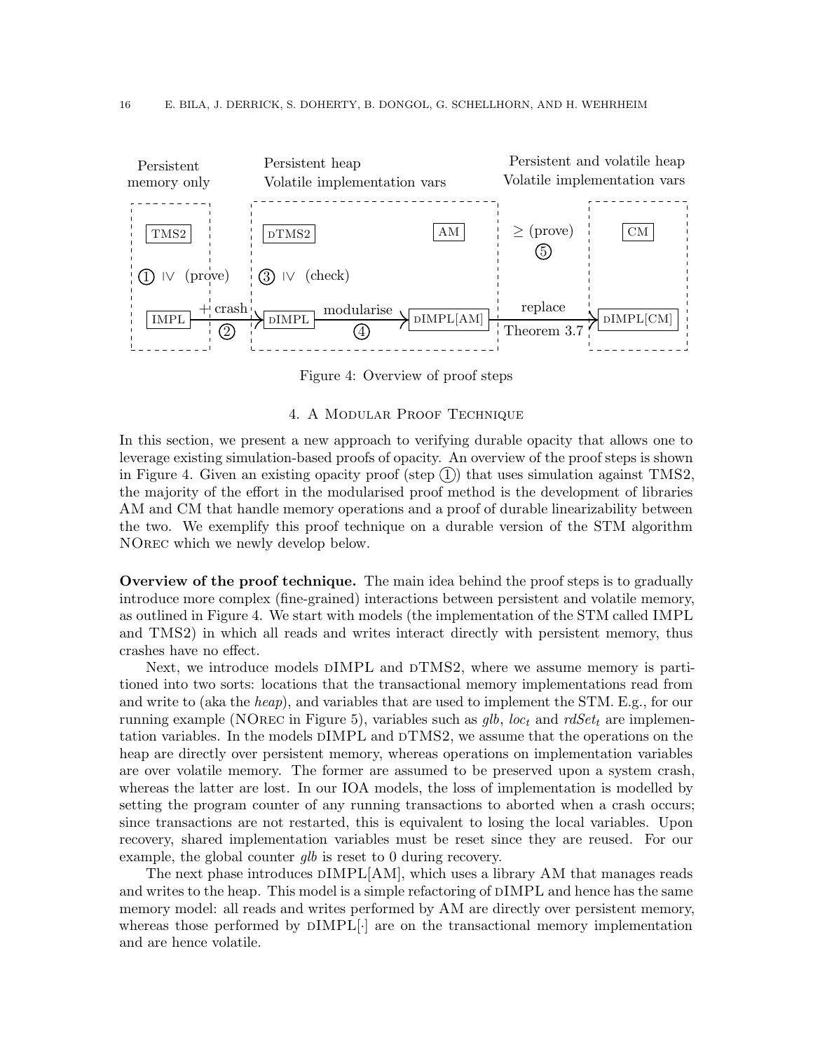Figure 4: Overview of proof steps

## 4. A Modular Proof Technique

In this section, we present a new approach to verifying durable opacity that allows one to leverage existing simulation-based proofs of opacity. An overview of the proof steps is shown in Figure 4. Given an existing opacity proof (step ①) that uses simulation against TMS2, the majority of the effort in the modularised proof method is the development of libraries AM and CM that handle memory operations and a proof of durable linearizability between the two. We exemplify this proof technique on a durable version of the STM algorithm NOrec which we newly develop below.

**Overview of the proof technique.** The main idea behind the proof steps is to gradually introduce more complex (fine-grained) interactions between persistent and volatile memory, as outlined in Figure 4. We start with models (the implementation of the STM called IMPL and TMS2) in which all reads and writes interact directly with persistent memory, thus crashes have no effect.

Next, we introduce models dIMPL and dTMS2, where we assume memory is partitioned into two sorts: locations that the transactional memory implementations read from and write to (aka the *heap*), and variables that are used to implement the STM. E.g., for our running example (NOrec in Figure 5), variables such as *glb*, $loc_t$ and $rdSet_t$ are implementation variables. In the models dIMPL and dTMS2, we assume that the operations on the heap are directly over persistent memory, whereas operations on implementation variables are over volatile memory. The former are assumed to be preserved upon a system crash, whereas the latter are lost. In our IOA models, the loss of implementation is modelled by setting the program counter of any running transactions to aborted when a crash occurs; since transactions are not restarted, this is equivalent to losing the local variables. Upon recovery, shared implementation variables must be reset since they are reused. For our example, the global counter *glb* is reset to 0 during recovery.

The next phase introduces dIMPL[AM], which uses a library AM that manages reads and writes to the heap. This model is a simple refactoring of dIMPL and hence has the same memory model: all reads and writes performed by AM are directly over persistent memory, whereas those performed by dIMPL[·] are on the transactional memory implementation and are hence volatile.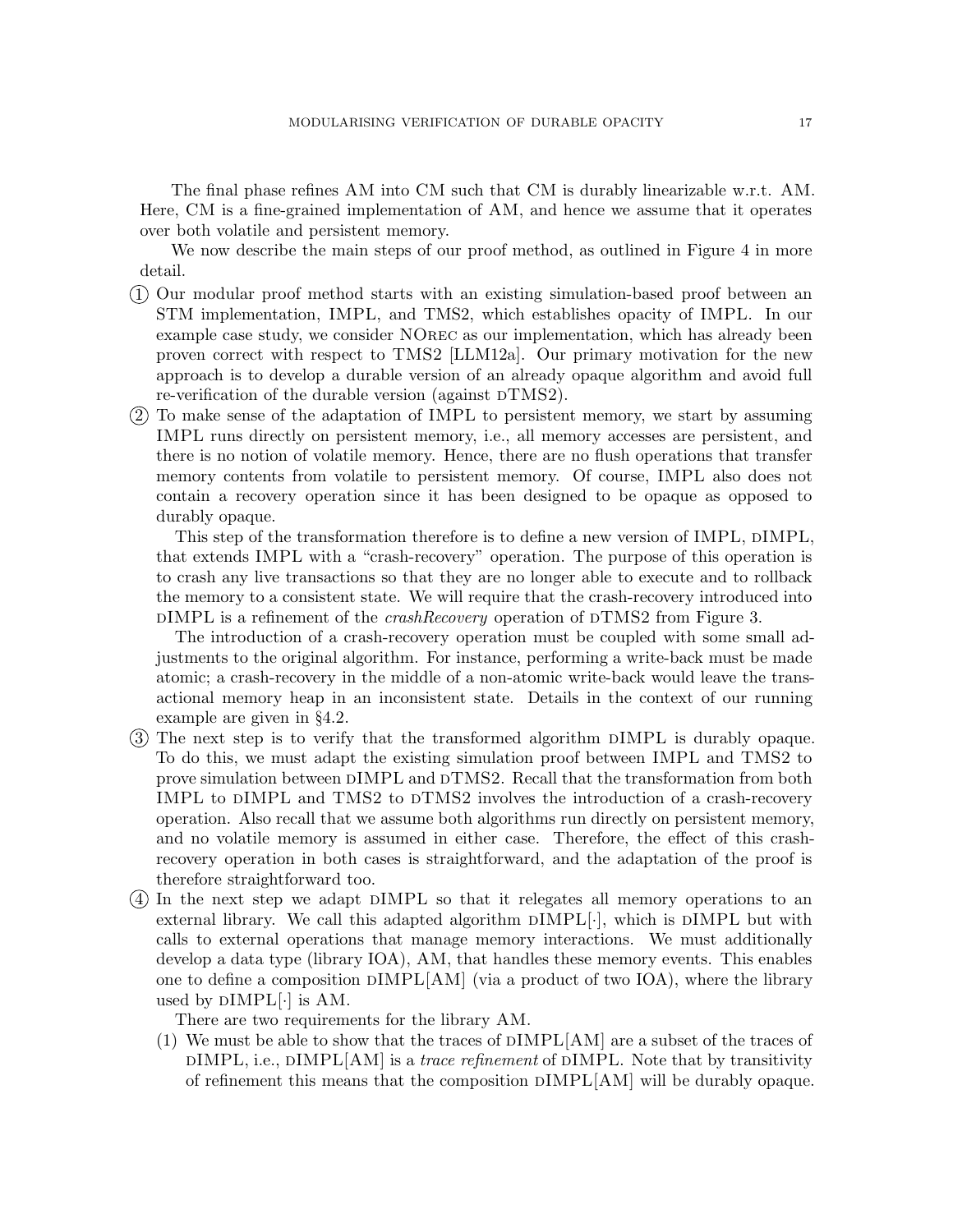The final phase refines AM into CM such that CM is durably linearizable w.r.t. AM. Here, CM is a fine-grained implementation of AM, and hence we assume that it operates over both volatile and persistent memory.

We now describe the main steps of our proof method, as outlined in Figure 4 in more detail.

① Our modular proof method starts with an existing simulation-based proof between an STM implementation, IMPL, and TMS2, which establishes opacity of IMPL. In our example case study, we consider NOrec as our implementation, which has already been proven correct with respect to TMS2 [LLM12a]. Our primary motivation for the new approach is to develop a durable version of an already opaque algorithm and avoid full re-verification of the durable version (against dTMS2).

② To make sense of the adaptation of IMPL to persistent memory, we start by assuming IMPL runs directly on persistent memory, i.e., all memory accesses are persistent, and there is no notion of volatile memory. Hence, there are no flush operations that transfer memory contents from volatile to persistent memory. Of course, IMPL also does not contain a recovery operation since it has been designed to be opaque as opposed to durably opaque.

This step of the transformation therefore is to define a new version of IMPL, dIMPL, that extends IMPL with a "crash-recovery" operation. The purpose of this operation is to crash any live transactions so that they are no longer able to execute and to rollback the memory to a consistent state. We will require that the crash-recovery introduced into dIMPL is a refinement of the *crashRecovery* operation of dTMS2 from Figure 3.

The introduction of a crash-recovery operation must be coupled with some small adjustments to the original algorithm. For instance, performing a write-back must be made atomic; a crash-recovery in the middle of a non-atomic write-back would leave the transactional memory heap in an inconsistent state. Details in the context of our running example are given in §4.2.

③ The next step is to verify that the transformed algorithm dIMPL is durably opaque. To do this, we must adapt the existing simulation proof between IMPL and TMS2 to prove simulation between dIMPL and dTMS2. Recall that the transformation from both IMPL to dIMPL and TMS2 to dTMS2 involves the introduction of a crash-recovery operation. Also recall that we assume both algorithms run directly on persistent memory, and no volatile memory is assumed in either case. Therefore, the effect of this crash-recovery operation in both cases is straightforward, and the adaptation of the proof is therefore straightforward too.

④ In the next step we adapt dIMPL so that it relegates all memory operations to an external library. We call this adapted algorithm dIMPL[·], which is dIMPL but with calls to external operations that manage memory interactions. We must additionally develop a data type (library IOA), AM, that handles these memory events. This enables one to define a composition dIMPL[AM] (via a product of two IOA), where the library used by dIMPL[·] is AM.

There are two requirements for the library AM.

(1) We must be able to show that the traces of dIMPL[AM] are a subset of the traces of dIMPL, i.e., dIMPL[AM] is a *trace refinement* of dIMPL. Note that by transitivity of refinement this means that the composition dIMPL[AM] will be durably opaque.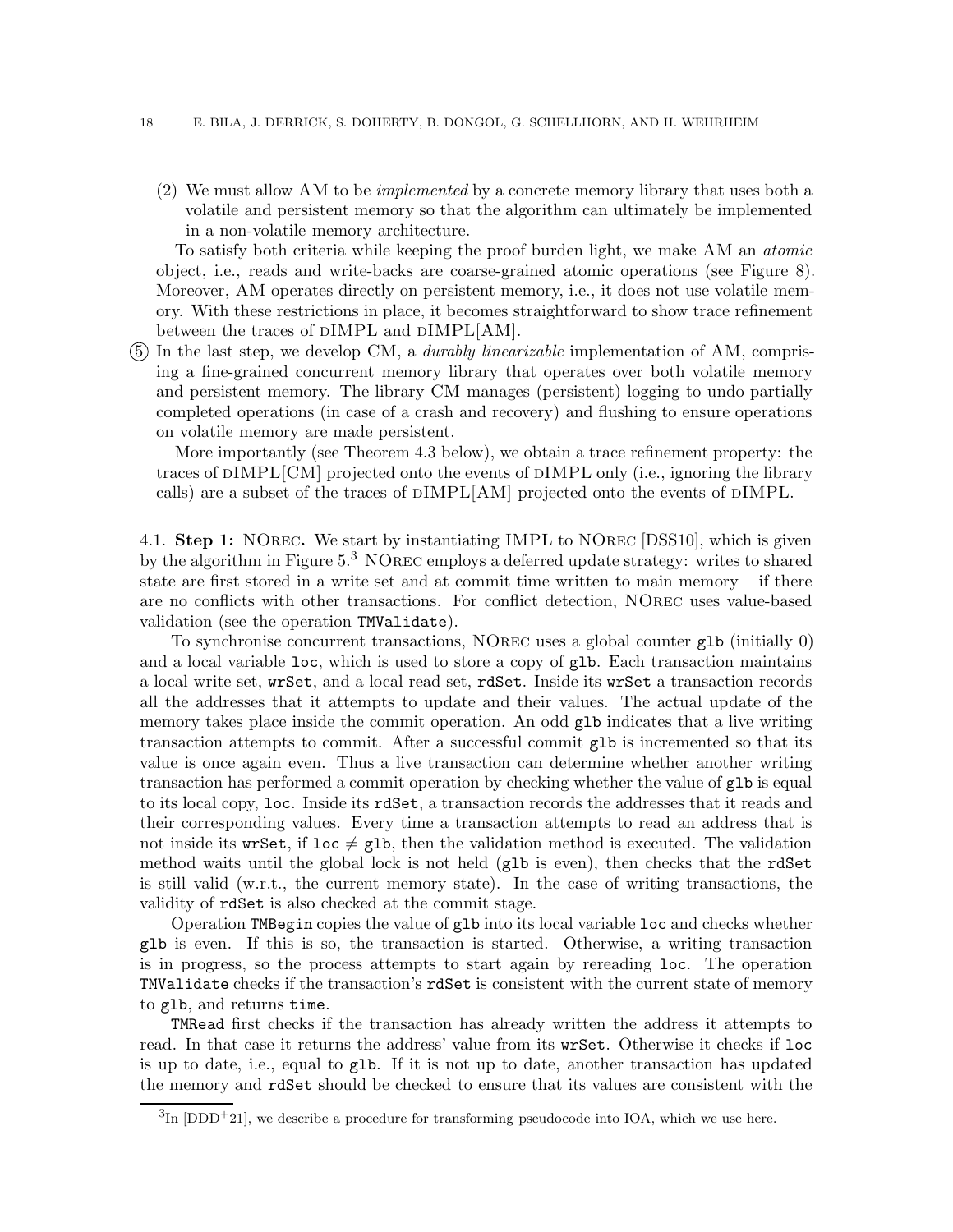(2) We must allow AM to be *implemented* by a concrete memory library that uses both a volatile and persistent memory so that the algorithm can ultimately be implemented in a non-volatile memory architecture.

To satisfy both criteria while keeping the proof burden light, we make AM an *atomic* object, i.e., reads and write-backs are coarse-grained atomic operations (see Figure 8). Moreover, AM operates directly on persistent memory, i.e., it does not use volatile memory. With these restrictions in place, it becomes straightforward to show trace refinement between the traces of dIMPL and dIMPL[AM].

(5) In the last step, we develop CM, a *durably linearizable* implementation of AM, comprising a fine-grained concurrent memory library that operates over both volatile memory and persistent memory. The library CM manages (persistent) logging to undo partially completed operations (in case of a crash and recovery) and flushing to ensure operations on volatile memory are made persistent.

More importantly (see Theorem 4.3 below), we obtain a trace refinement property: the traces of dIMPL[CM] projected onto the events of dIMPL only (i.e., ignoring the library calls) are a subset of the traces of dIMPL[AM] projected onto the events of dIMPL.

4.1. **Step 1:** NOrec**.** We start by instantiating IMPL to NOrec [DSS10], which is given by the algorithm in Figure 5.[3] NOrec employs a deferred update strategy: writes to shared state are first stored in a write set and at commit time written to main memory – if there are no conflicts with other transactions. For conflict detection, NOrec uses value-based validation (see the operation `TMValidate`).

To synchronise concurrent transactions, NOrec uses a global counter `glb` (initially 0) and a local variable `loc`, which is used to store a copy of `glb`. Each transaction maintains a local write set, `wrSet`, and a local read set, `rdSet`. Inside its `wrSet` a transaction records all the addresses that it attempts to update and their values. The actual update of the memory takes place inside the commit operation. An odd `glb` indicates that a live writing transaction attempts to commit. After a successful commit `glb` is incremented so that its value is once again even. Thus a live transaction can determine whether another writing transaction has performed a commit operation by checking whether the value of `glb` is equal to its local copy, `loc`. Inside its `rdSet`, a transaction records the addresses that it reads and their corresponding values. Every time a transaction attempts to read an address that is not inside its `wrSet`, if `loc` $\neq$ `glb`, then the validation method is executed. The validation method waits until the global lock is not held (`glb` is even), then checks that the `rdSet` is still valid (w.r.t., the current memory state). In the case of writing transactions, the validity of `rdSet` is also checked at the commit stage.

Operation `TMBegin` copies the value of `glb` into its local variable `loc` and checks whether `glb` is even. If this is so, the transaction is started. Otherwise, a writing transaction is in progress, so the process attempts to start again by rereading `loc`. The operation `TMValidate` checks if the transaction's `rdSet` is consistent with the current state of memory to `glb`, and returns `time`.

`TMRead` first checks if the transaction has already written the address it attempts to read. In that case it returns the address' value from its `wrSet`. Otherwise it checks if `loc` is up to date, i.e., equal to `glb`. If it is not up to date, another transaction has updated the memory and `rdSet` should be checked to ensure that its values are consistent with the

[3] In [DDD+21], we describe a procedure for transforming pseudocode into IOA, which we use here.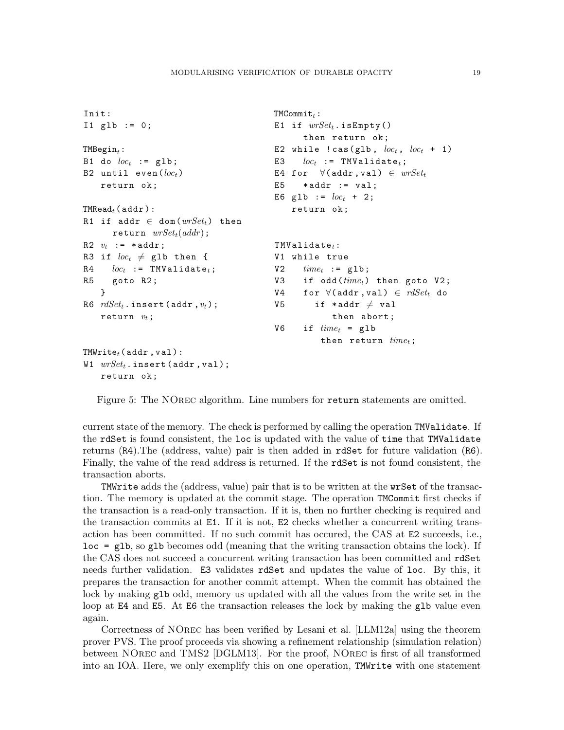```
Init:
I1 glb := 0;

TMBegin_t:
B1 do loc_t := glb;
B2 until even(loc_t)
   return ok;

TMRead_t(addr):
R1 if addr ∈ dom(wrSet_t) then
      return wrSet_t(addr);
R2 v_t := *addr;
R3 if loc_t ≠ glb then {
R4    loc_t := TMValidate_t;
R5    goto R2;
   }
R6 rdSet_t.insert(addr,v_t);
   return v_t;

TMWrite_t(addr,val):
W1 wrSet_t.insert(addr,val);
   return ok;
```

```
TMCommit_t:
E1 if wrSet_t.isEmpty()
       then return ok;
E2 while !cas(glb, loc_t, loc_t + 1)
E3    loc_t := TMValidate_t;
E4 for ∀(addr,val) ∈ wrSet_t
E5    *addr := val;
E6 glb := loc_t + 2;
   return ok;

TMValidate_t:
V1 while true
V2    time_t := glb;
V3    if odd(time_t) then goto V2;
V4    for ∀(addr,val) ∈ rdSet_t do
V5       if *addr ≠ val
            then abort;
V6    if time_t = glb
          then return time_t;
```

Figure 5: The NOrec algorithm. Line numbers for `return` statements are omitted.

current state of the memory. The check is performed by calling the operation `TMValidate`. If the `rdSet` is found consistent, the `loc` is updated with the value of `time` that `TMValidate` returns (`R4`).The (address, value) pair is then added in `rdSet` for future validation (`R6`). Finally, the value of the read address is returned. If the `rdSet` is not found consistent, the transaction aborts.

`TMWrite` adds the (address, value) pair that is to be written at the `wrSet` of the transaction. The memory is updated at the commit stage. The operation `TMCommit` first checks if the transaction is a read-only transaction. If it is, then no further checking is required and the transaction commits at `E1`. If it is not, `E2` checks whether a concurrent writing transaction has been committed. If no such commit has occured, the CAS at `E2` succeeds, i.e., `loc = glb`, so `glb` becomes odd (meaning that the writing transaction obtains the lock). If the CAS does not succeed a concurrent writing transaction has been committed and `rdSet` needs further validation. `E3` validates `rdSet` and updates the value of `loc`. By this, it prepares the transaction for another commit attempt. When the commit has obtained the lock by making `glb` odd, memory us updated with all the values from the write set in the loop at `E4` and `E5`. At `E6` the transaction releases the lock by making the `glb` value even again.

Correctness of NOrec has been verified by Lesani et al. [LLM12a] using the theorem prover PVS. The proof proceeds via showing a refinement relationship (simulation relation) between NOrec and TMS2 [DGLM13]. For the proof, NOrec is first of all transformed into an IOA. Here, we only exemplify this on one operation, `TMWrite` with one statement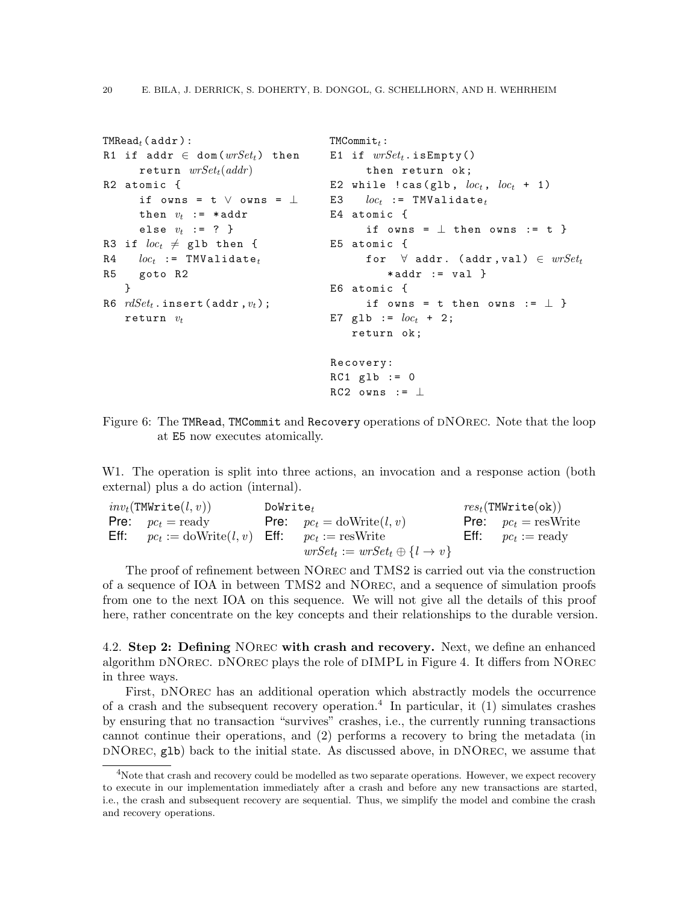```
TMRead_t(addr):
R1 if addr ∈ dom(wrSet_t) then
     return wrSet_t(addr)
R2 atomic {
     if owns = t ∨ owns = ⊥
     then v_t := *addr
     else v_t := ? }
R3 if loc_t ≠ glb then {
R4   loc_t := TMValidate_t
R5   goto R2
   }
R6 rdSet_t.insert(addr,v_t);
   return v_t
```

```
TMCommit_t:
E1 if wrSet_t.isEmpty()
     then return ok;
E2 while !cas(glb, loc_t, loc_t + 1)
E3   loc_t := TMValidate_t
E4 atomic {
     if owns = ⊥ then owns := t }
E5 atomic {
     for ∀ addr. (addr,val) ∈ wrSet_t
        *addr := val }
E6 atomic {
     if owns = t then owns := ⊥ }
E7 glb := loc_t + 2;
   return ok;

Recovery:
RC1 glb := 0
RC2 owns := ⊥
```

Figure 6: The TMRead, TMCommit and Recovery operations of dNOrec. Note that the loop at E5 now executes atomically.

W1. The operation is split into three actions, an invocation and a response action (both external) plus a do action (internal).

| $inv_t(\texttt{TMWrite}(l, v))$ | $\texttt{DoWrite}_t$ | $res_t(\texttt{TMWrite(ok)})$ |
|---|---|---|
| **Pre:** $pc_t = \text{ready}$ | **Pre:** $pc_t = \text{doWrite}(l, v)$ | **Pre:** $pc_t = \text{resWrite}$ |
| **Eff:** $pc_t := \text{doWrite}(l, v)$ | **Eff:** $pc_t := \text{resWrite}$ | **Eff:** $pc_t := \text{ready}$ |
| | $wrSet_t := wrSet_t \oplus \{l \to v\}$ | |

The proof of refinement between NOrec and TMS2 is carried out via the construction of a sequence of IOA in between TMS2 and NOrec, and a sequence of simulation proofs from one to the next IOA on this sequence. We will not give all the details of this proof here, rather concentrate on the key concepts and their relationships to the durable version.

### 4.2. Step 2: Defining NOrec with crash and recovery.

Next, we define an enhanced algorithm dNOrec. dNOrec plays the role of dIMPL in Figure 4. It differs from NOrec in three ways.

First, dNOrec has an additional operation which abstractly models the occurrence of a crash and the subsequent recovery operation.[4] In particular, it (1) simulates crashes by ensuring that no transaction "survives" crashes, i.e., the currently running transactions cannot continue their operations, and (2) performs a recovery to bring the metadata (in dNOrec, `glb`) back to the initial state. As discussed above, in dNOrec, we assume that

[4] Note that crash and recovery could be modelled as two separate operations. However, we expect recovery to execute in our implementation immediately after a crash and before any new transactions are started, i.e., the crash and subsequent recovery are sequential. Thus, we simplify the model and combine the crash and recovery operations.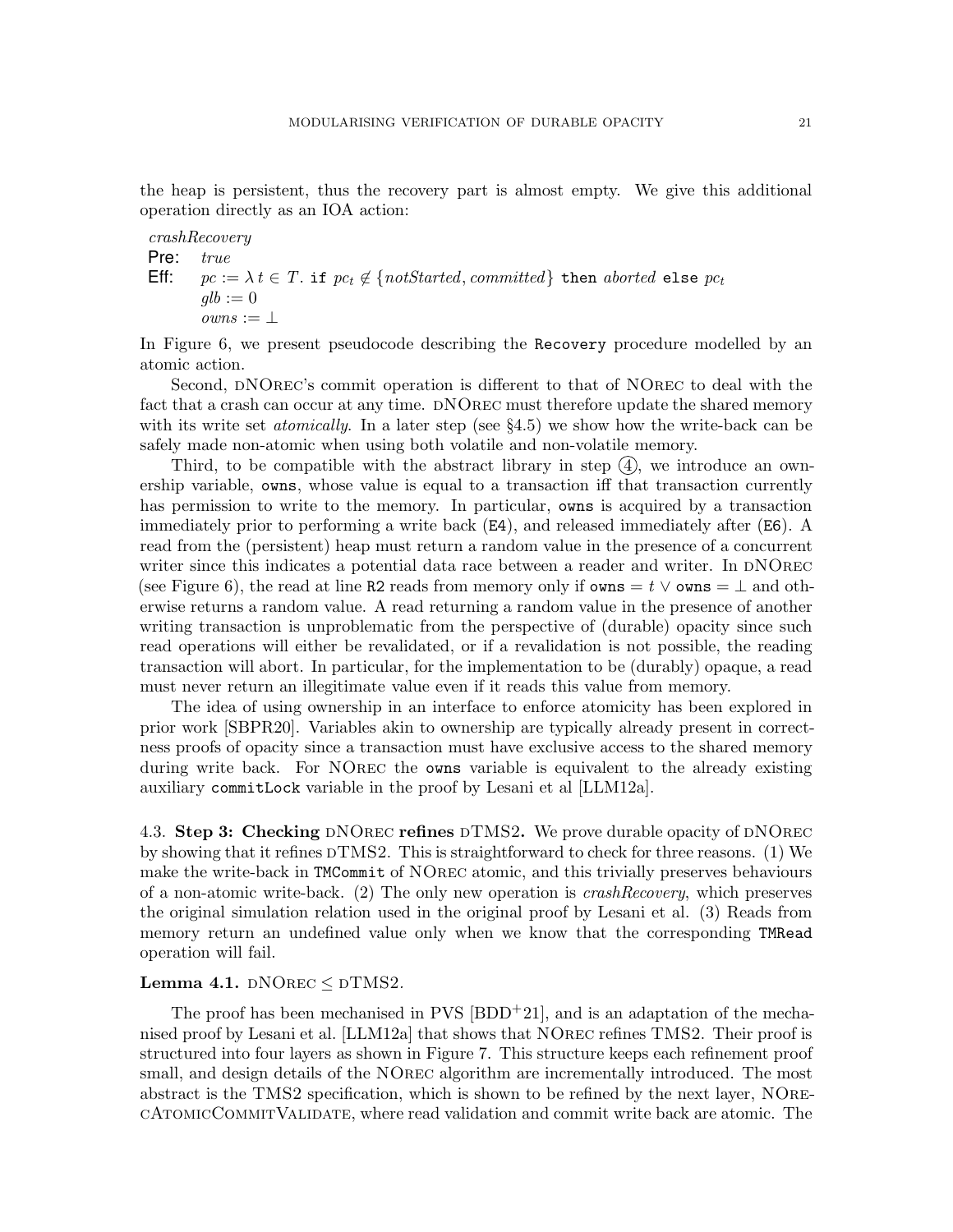the heap is persistent, thus the recovery part is almost empty. We give this additional operation directly as an IOA action:

*crashRecovery*
**Pre:** *true*
**Eff:** $pc := \lambda\, t \in T.\ \texttt{if}\ pc_t \notin \{notStarted, committed\}\ \texttt{then}\ aborted\ \texttt{else}\ pc_t$
$glb := 0$
$owns := \bot$

In Figure 6, we present pseudocode describing the `Recovery` procedure modelled by an atomic action.

Second, dNOrec's commit operation is different to that of NOrec to deal with the fact that a crash can occur at any time. dNOrec must therefore update the shared memory with its write set *atomically*. In a later step (see §4.5) we show how the write-back can be safely made non-atomic when using both volatile and non-volatile memory.

Third, to be compatible with the abstract library in step (4), we introduce an ownership variable, `owns`, whose value is equal to a transaction iff that transaction currently has permission to write to the memory. In particular, `owns` is acquired by a transaction immediately prior to performing a write back (`E4`), and released immediately after (`E6`). A read from the (persistent) heap must return a random value in the presence of a concurrent writer since this indicates a potential data race between a reader and writer. In dNOrec (see Figure 6), the read at line `R2` reads from memory only if $\texttt{owns} = t \lor \texttt{owns} = \bot$ and otherwise returns a random value. A read returning a random value in the presence of another writing transaction is unproblematic from the perspective of (durable) opacity since such read operations will either be revalidated, or if a revalidation is not possible, the reading transaction will abort. In particular, for the implementation to be (durably) opaque, a read must never return an illegitimate value even if it reads this value from memory.

The idea of using ownership in an interface to enforce atomicity has been explored in prior work [SBPR20]. Variables akin to ownership are typically already present in correctness proofs of opacity since a transaction must have exclusive access to the shared memory during write back. For NOrec the `owns` variable is equivalent to the already existing auxiliary `commitLock` variable in the proof by Lesani et al [LLM12a].

### 4.3. Step 3: Checking dNOrec refines dTMS2.

We prove durable opacity of dNOrec by showing that it refines dTMS2. This is straightforward to check for three reasons. (1) We make the write-back in `TMCommit` of NOrec atomic, and this trivially preserves behaviours of a non-atomic write-back. (2) The only new operation is *crashRecovery*, which preserves the original simulation relation used in the original proof by Lesani et al. (3) Reads from memory return an undefined value only when we know that the corresponding `TMRead` operation will fail.

**Lemma 4.1.** dNOrec $\leq$ dTMS2.

The proof has been mechanised in PVS [BDD+21], and is an adaptation of the mechanised proof by Lesani et al. [LLM12a] that shows that NOrec refines TMS2. Their proof is structured into four layers as shown in Figure 7. This structure keeps each refinement proof small, and design details of the NOrec algorithm are incrementally introduced. The most abstract is the TMS2 specification, which is shown to be refined by the next layer, NOrecAtomicCommitValidate, where read validation and commit write back are atomic. The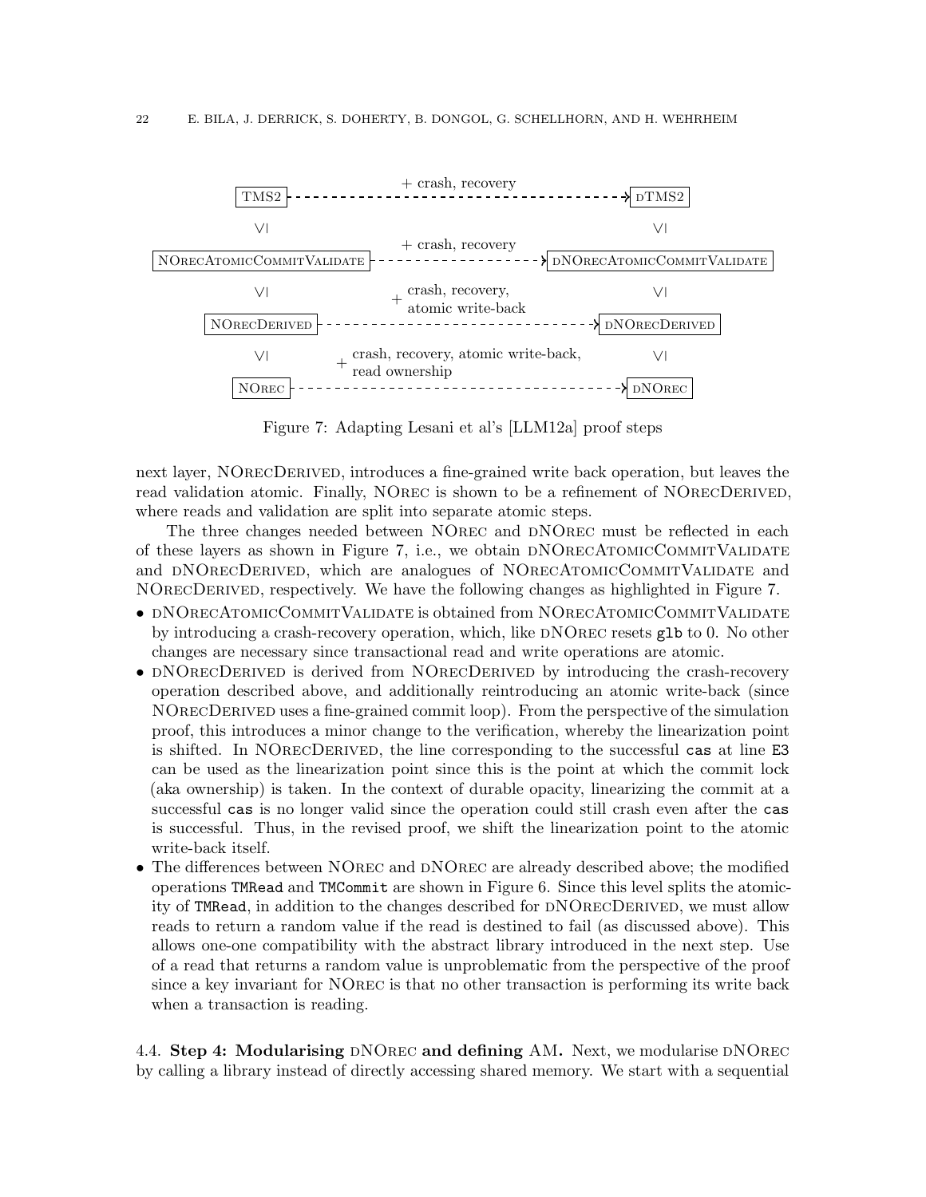| TMS2 | + crash, recovery | dTMS2 |
|---|---|---|
| ∨\| | | ∨\| |
| NOrecAtomicCommitValidate | + crash, recovery | dNOrecAtomicCommitValidate |
| ∨\| | | ∨\| |
| NOrecDerived | + crash, recovery, atomic write-back | dNOrecDerived |
| ∨\| | | ∨\| |
| NOrec | + crash, recovery, atomic write-back, read ownership | dNOrec |

Figure 7: Adapting Lesani et al's [LLM12a] proof steps

next layer, NOrecDerived, introduces a fine-grained write back operation, but leaves the read validation atomic. Finally, NOrec is shown to be a refinement of NOrecDerived, where reads and validation are split into separate atomic steps.

The three changes needed between NOrec and dNOrec must be reflected in each of these layers as shown in Figure 7, i.e., we obtain dNOrecAtomicCommitValidate and dNOrecDerived, which are analogues of NOrecAtomicCommitValidate and NOrecDerived, respectively. We have the following changes as highlighted in Figure 7.

- dNOrecAtomicCommitValidate is obtained from NOrecAtomicCommitValidate by introducing a crash-recovery operation, which, like dNOrec resets `glb` to 0. No other changes are necessary since transactional read and write operations are atomic.
- dNOrecDerived is derived from NOrecDerived by introducing the crash-recovery operation described above, and additionally reintroducing an atomic write-back (since NOrecDerived uses a fine-grained commit loop). From the perspective of the simulation proof, this introduces a minor change to the verification, whereby the linearization point is shifted. In NOrecDerived, the line corresponding to the successful `cas` at line `E3` can be used as the linearization point since this is the point at which the commit lock (aka ownership) is taken. In the context of durable opacity, linearizing the commit at a successful `cas` is no longer valid since the operation could still crash even after the `cas` is successful. Thus, in the revised proof, we shift the linearization point to the atomic write-back itself.
- The differences between NOrec and dNOrec are already described above; the modified operations `TMRead` and `TMCommit` are shown in Figure 6. Since this level splits the atomicity of `TMRead`, in addition to the changes described for dNOrecDerived, we must allow reads to return a random value if the read is destined to fail (as discussed above). This allows one-one compatibility with the abstract library introduced in the next step. Use of a read that returns a random value is unproblematic from the perspective of the proof since a key invariant for NOrec is that no other transaction is performing its write back when a transaction is reading.

### 4.4. Step 4: Modularising dNOrec and defining AM.

Next, we modularise dNOrec by calling a library instead of directly accessing shared memory. We start with a sequential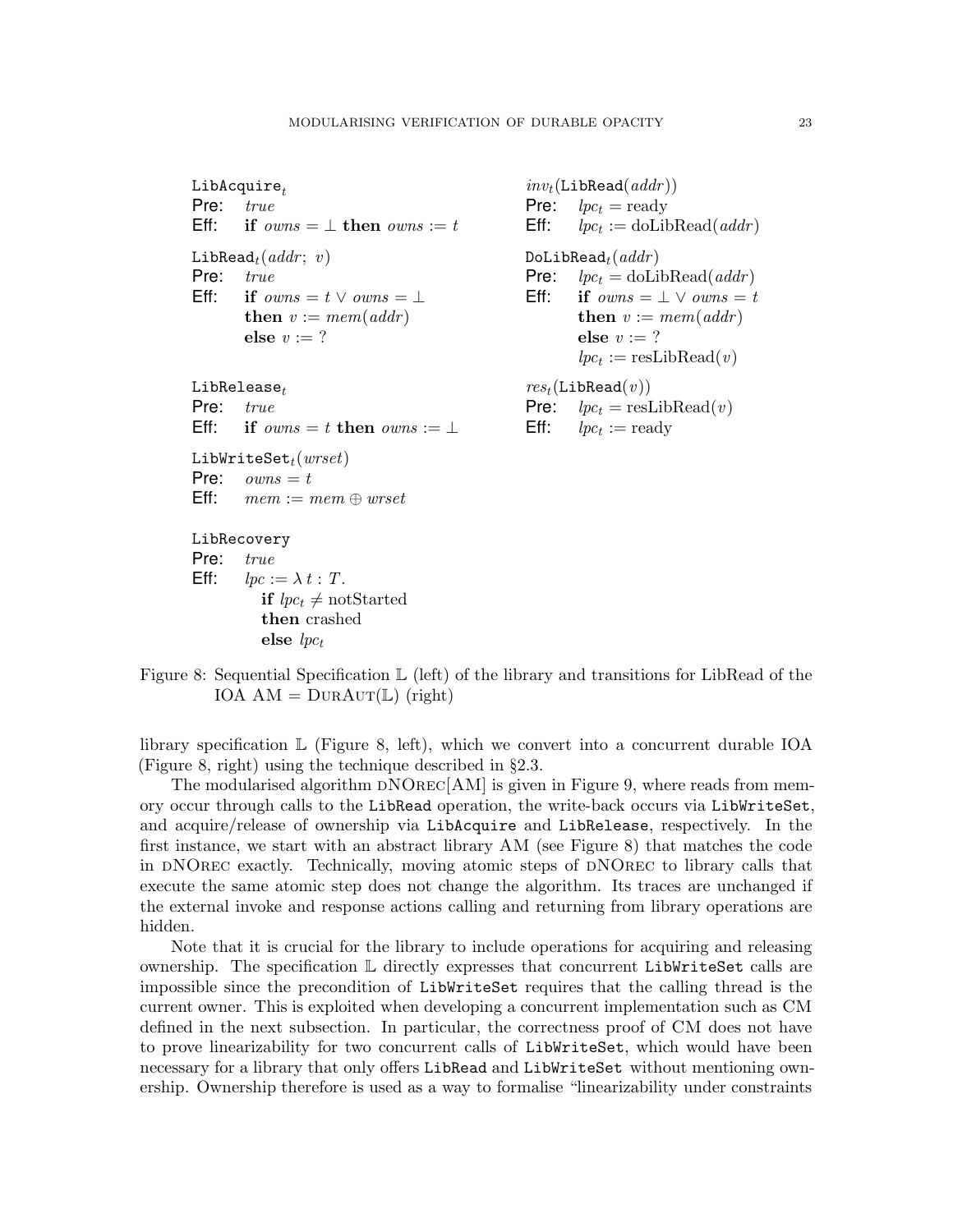```
LibAcquire_t
Pre:  true
Eff:  if owns = ⊥ then owns := t

LibRead_t(addr; v)
Pre:  true
Eff:  if owns = t ∨ owns = ⊥
      then v := mem(addr)
      else v := ?

LibRelease_t
Pre:  true
Eff:  if owns = t then owns := ⊥

LibWriteSet_t(wrset)
Pre:  owns = t
Eff:  mem := mem ⊕ wrset

LibRecovery
Pre:  true
Eff:  lpc := λ t : T.
         if lpc_t ≠ notStarted
         then crashed
         else lpc_t
```

```
inv_t(LibRead(addr))
Pre:  lpc_t = ready
Eff:  lpc_t := doLibRead(addr)

DoLibRead_t(addr)
Pre:  lpc_t = doLibRead(addr)
Eff:  if owns = ⊥ ∨ owns = t
      then v := mem(addr)
      else v := ?
      lpc_t := resLibRead(v)

res_t(LibRead(v))
Pre:  lpc_t = resLibRead(v)
Eff:  lpc_t := ready
```

Figure 8: Sequential Specification $\mathbb{L}$ (left) of the library and transitions for LibRead of the IOA AM = DurAut($\mathbb{L}$) (right)

library specification $\mathbb{L}$ (Figure 8, left), which we convert into a concurrent durable IOA (Figure 8, right) using the technique described in §2.3.

The modularised algorithm dNOrec[AM] is given in Figure 9, where reads from memory occur through calls to the `LibRead` operation, the write-back occurs via `LibWriteSet`, and acquire/release of ownership via `LibAcquire` and `LibRelease`, respectively. In the first instance, we start with an abstract library AM (see Figure 8) that matches the code in dNOrec exactly. Technically, moving atomic steps of dNOrec to library calls that execute the same atomic step does not change the algorithm. Its traces are unchanged if the external invoke and response actions calling and returning from library operations are hidden.

Note that it is crucial for the library to include operations for acquiring and releasing ownership. The specification $\mathbb{L}$ directly expresses that concurrent `LibWriteSet` calls are impossible since the precondition of `LibWriteSet` requires that the calling thread is the current owner. This is exploited when developing a concurrent implementation such as CM defined in the next subsection. In particular, the correctness proof of CM does not have to prove linearizability for two concurrent calls of `LibWriteSet`, which would have been necessary for a library that only offers `LibRead` and `LibWriteSet` without mentioning ownership. Ownership therefore is used as a way to formalise "linearizability under constraints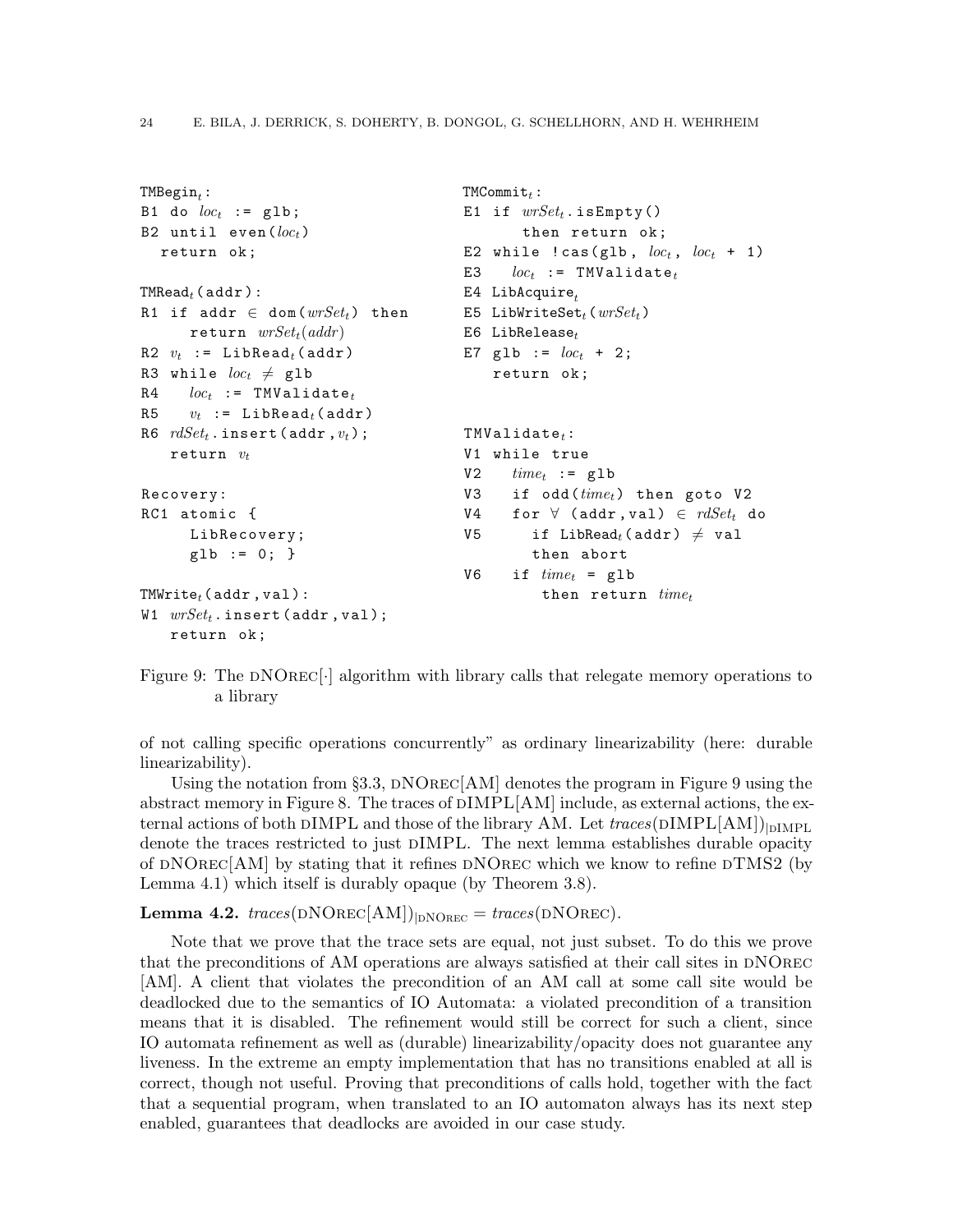```
TMBegin_t:
B1 do loc_t := glb;
B2 until even(loc_t)
  return ok;

TMRead_t(addr):
R1 if addr ∈ dom(wrSet_t) then
     return wrSet_t(addr)
R2 v_t := LibRead_t(addr)
R3 while loc_t ≠ glb
R4   loc_t := TMValidate_t
R5   v_t := LibRead_t(addr)
R6 rdSet_t.insert(addr,v_t);
   return v_t

Recovery:
RC1 atomic {
     LibRecovery;
     glb := 0; }

TMWrite_t(addr,val):
W1 wrSet_t.insert(addr,val);
   return ok;
```

```
TMCommit_t:
E1 if wrSet_t.isEmpty()
      then return ok;
E2 while !cas(glb, loc_t, loc_t + 1)
E3   loc_t := TMValidate_t
E4 LibAcquire_t
E5 LibWriteSet_t(wrSet_t)
E6 LibRelease_t
E7 glb := loc_t + 2;
   return ok;

TMValidate_t:
V1 while true
V2   time_t := glb
V3   if odd(time_t) then goto V2
V4   for ∀ (addr,val) ∈ rdSet_t do
V5     if LibRead_t(addr) ≠ val
       then abort
V6   if time_t = glb
        then return time_t
```

Figure 9: The dNOrec[·] algorithm with library calls that relegate memory operations to a library

of not calling specific operations concurrently" as ordinary linearizability (here: durable linearizability).

Using the notation from §3.3, dNOrec[AM] denotes the program in Figure 9 using the abstract memory in Figure 8. The traces of dIMPL[AM] include, as external actions, the external actions of both dIMPL and those of the library AM. Let $traces(\text{dIMPL}[\text{AM}])_{|\text{dIMPL}}$ denote the traces restricted to just dIMPL. The next lemma establishes durable opacity of dNOrec[AM] by stating that it refines dNOrec which we know to refine dTMS2 (by Lemma 4.1) which itself is durably opaque (by Theorem 3.8).

**Lemma 4.2.** $traces(\text{dNOrec}[\text{AM}])_{|\text{dNOrec}} = traces(\text{dNOrec})$.

Note that we prove that the trace sets are equal, not just subset. To do this we prove that the preconditions of AM operations are always satisfied at their call sites in dNOrec [AM]. A client that violates the precondition of an AM call at some call site would be deadlocked due to the semantics of IO Automata: a violated precondition of a transition means that it is disabled. The refinement would still be correct for such a client, since IO automata refinement as well as (durable) linearizability/opacity does not guarantee any liveness. In the extreme an empty implementation that has no transitions enabled at all is correct, though not useful. Proving that preconditions of calls hold, together with the fact that a sequential program, when translated to an IO automaton always has its next step enabled, guarantees that deadlocks are avoided in our case study.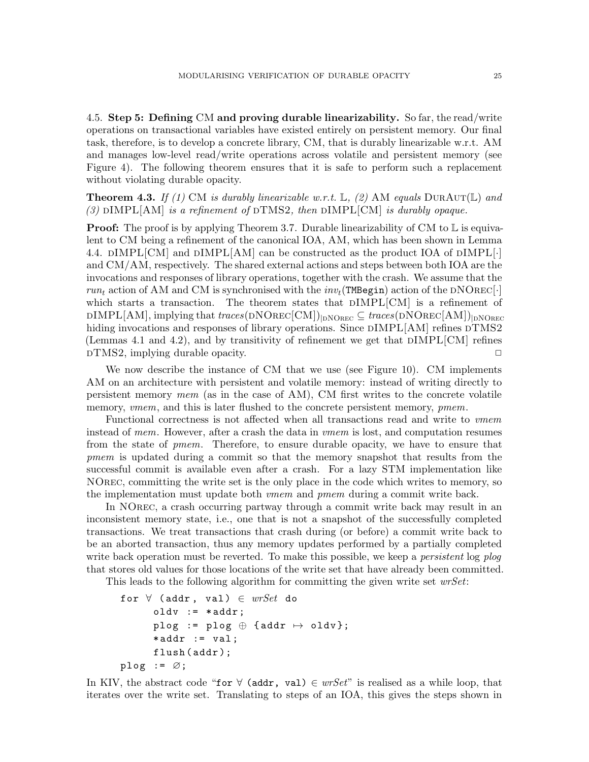4.5. **Step 5: Defining CM and proving durable linearizability.** So far, the read/write operations on transactional variables have existed entirely on persistent memory. Our final task, therefore, is to develop a concrete library, CM, that is durably linearizable w.r.t. AM and manages low-level read/write operations across volatile and persistent memory (see Figure 4). The following theorem ensures that it is safe to perform such a replacement without violating durable opacity.

**Theorem 4.3.** *If (1)* CM *is durably linearizable w.r.t.* $\mathbb{L}$*, (2)* AM *equals* DurAut($\mathbb{L}$) *and (3)* dIMPL[AM] *is a refinement of* dTMS2*, then* dIMPL[CM] *is durably opaque.*

**Proof:** The proof is by applying Theorem 3.7. Durable linearizability of CM to $\mathbb{L}$ is equivalent to CM being a refinement of the canonical IOA, AM, which has been shown in Lemma 4.4. dIMPL[CM] and dIMPL[AM] can be constructed as the product IOA of dIMPL[·] and CM/AM, respectively. The shared external actions and steps between both IOA are the invocations and responses of library operations, together with the crash. We assume that the $run_t$ action of AM and CM is synchronised with the $inv_t$(`TMBegin`) action of the dNOrec[·] which starts a transaction. The theorem states that dIMPL[CM] is a refinement of dIMPL[AM], implying that $traces(\text{dNOrec[CM]})_{|\text{dNOrec}} \subseteq traces(\text{dNOrec[AM]})_{|\text{dNOrec}}$ hiding invocations and responses of library operations. Since dIMPL[AM] refines dTMS2 (Lemmas 4.1 and 4.2), and by transitivity of refinement we get that dIMPL[CM] refines dTMS2, implying durable opacity. □

We now describe the instance of CM that we use (see Figure 10). CM implements AM on an architecture with persistent and volatile memory: instead of writing directly to persistent memory *mem* (as in the case of AM), CM first writes to the concrete volatile memory, *vmem*, and this is later flushed to the concrete persistent memory, *pmem*.

Functional correctness is not affected when all transactions read and write to *vmem* instead of *mem*. However, after a crash the data in *vmem* is lost, and computation resumes from the state of *pmem*. Therefore, to ensure durable opacity, we have to ensure that *pmem* is updated during a commit so that the memory snapshot that results from the successful commit is available even after a crash. For a lazy STM implementation like NOrec, committing the write set is the only place in the code which writes to memory, so the implementation must update both *vmem* and *pmem* during a commit write back.

In NOrec, a crash occurring partway through a commit write back may result in an inconsistent memory state, i.e., one that is not a snapshot of the successfully completed transactions. We treat transactions that crash during (or before) a commit write back to be an aborted transaction, thus any memory updates performed by a partially completed write back operation must be reverted. To make this possible, we keep a *persistent* log *plog* that stores old values for those locations of the write set that have already been committed.

This leads to the following algorithm for committing the given write set *wrSet*:

```
for ∀ (addr, val) ∈ wrSet do
    oldv := *addr;
    plog := plog ⊕ {addr ↦ oldv};
    *addr := val;
    flush(addr);
plog := ∅;
```

In KIV, the abstract code "`for ∀ (addr, val) ∈` *wrSet*" is realised as a while loop, that iterates over the write set. Translating to steps of an IOA, this gives the steps shown in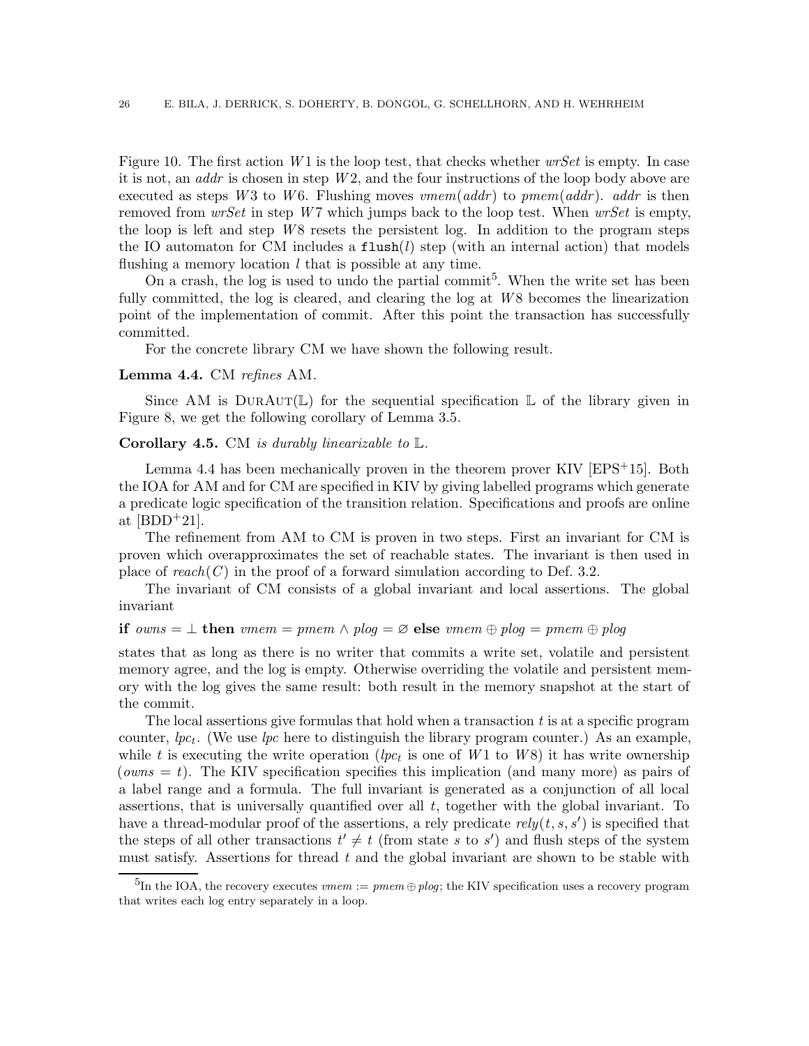Figure 10. The first action $W1$ is the loop test, that checks whether *wrSet* is empty. In case it is not, an *addr* is chosen in step $W2$, and the four instructions of the loop body above are executed as steps $W3$ to $W6$. Flushing moves $vmem(addr)$ to $pmem(addr)$. *addr* is then removed from *wrSet* in step $W7$ which jumps back to the loop test. When *wrSet* is empty, the loop is left and step $W8$ resets the persistent log. In addition to the program steps the IO automaton for CM includes a $\mathtt{flush}(l)$ step (with an internal action) that models flushing a memory location $l$ that is possible at any time.

On a crash, the log is used to undo the partial commit[5]. When the write set has been fully committed, the log is cleared, and clearing the log at $W8$ becomes the linearization point of the implementation of commit. After this point the transaction has successfully committed.

For the concrete library CM we have shown the following result.

**Lemma 4.4.** CM *refines* AM.

Since AM is $\text{DurAut}(\mathbb{L})$ for the sequential specification $\mathbb{L}$ of the library given in Figure 8, we get the following corollary of Lemma 3.5.

**Corollary 4.5.** CM *is durably linearizable to* $\mathbb{L}$.

Lemma 4.4 has been mechanically proven in the theorem prover KIV [EPS+15]. Both the IOA for AM and for CM are specified in KIV by giving labelled programs which generate a predicate logic specification of the transition relation. Specifications and proofs are online at [BDD+21].

The refinement from AM to CM is proven in two steps. First an invariant for CM is proven which overapproximates the set of reachable states. The invariant is then used in place of $reach(C)$ in the proof of a forward simulation according to Def. 3.2.

The invariant of CM consists of a global invariant and local assertions. The global invariant

$$\textbf{if } owns = \bot \textbf{ then } vmem = pmem \wedge plog = \varnothing \textbf{ else } vmem \oplus plog = pmem \oplus plog$$

states that as long as there is no writer that commits a write set, volatile and persistent memory agree, and the log is empty. Otherwise overriding the volatile and persistent memory with the log gives the same result: both result in the memory snapshot at the start of the commit.

The local assertions give formulas that hold when a transaction $t$ is at a specific program counter, $lpc_t$. (We use *lpc* here to distinguish the library program counter.) As an example, while $t$ is executing the write operation ($lpc_t$ is one of $W1$ to $W8$) it has write ownership ($owns = t$). The KIV specification specifies this implication (and many more) as pairs of a label range and a formula. The full invariant is generated as a conjunction of all local assertions, that is universally quantified over all $t$, together with the global invariant. To have a thread-modular proof of the assertions, a rely predicate $rely(t, s, s')$ is specified that the steps of all other transactions $t' \neq t$ (from state $s$ to $s'$) and flush steps of the system must satisfy. Assertions for thread $t$ and the global invariant are shown to be stable with

[5]In the IOA, the recovery executes $vmem := pmem \oplus plog$; the KIV specification uses a recovery program that writes each log entry separately in a loop.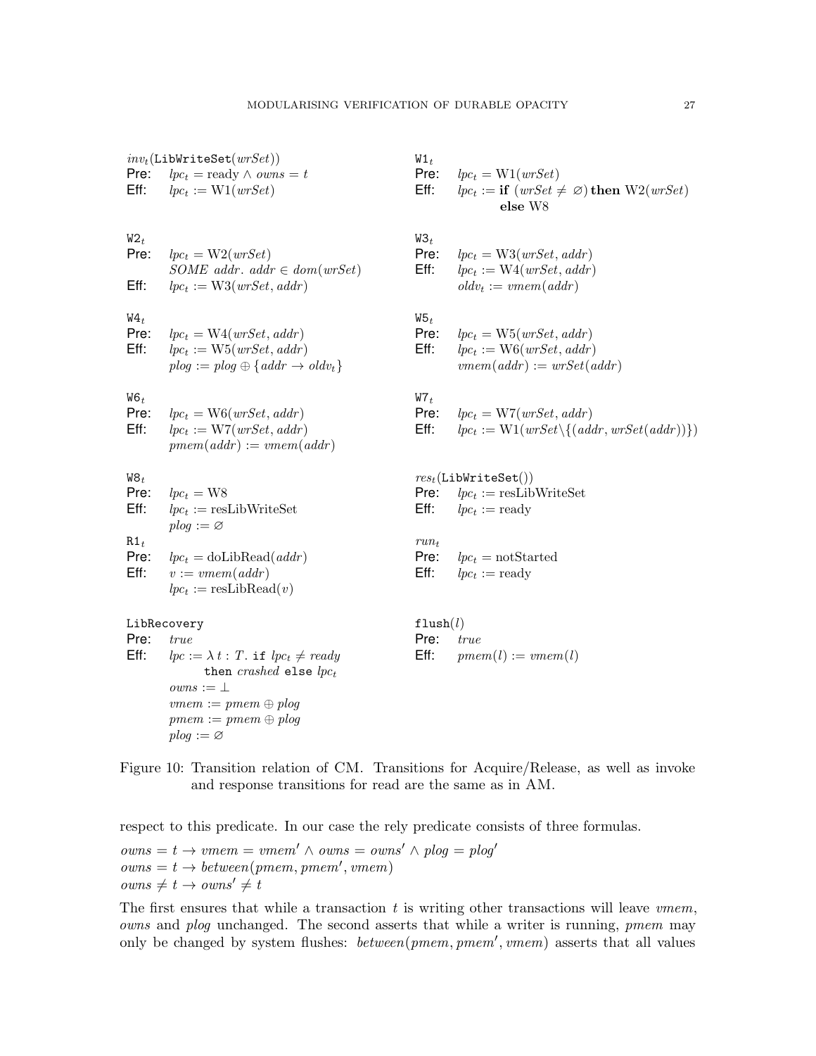$inv_t(\texttt{LibWriteSet}(wrSet))$
Pre: $lpc_t = \text{ready} \wedge owns = t$
Eff: $lpc_t := \text{W1}(wrSet)$

$\texttt{W1}_t$
Pre: $lpc_t = \text{W1}(wrSet)$
Eff: $lpc_t :=$ **if** $(wrSet \neq \varnothing)$ **then** $\text{W2}(wrSet)$ **else** W8

$\texttt{W2}_t$
Pre: $lpc_t = \text{W2}(wrSet)$
$SOME\ addr.\ addr \in dom(wrSet)$
Eff: $lpc_t := \text{W3}(wrSet, addr)$

$\texttt{W3}_t$
Pre: $lpc_t = \text{W3}(wrSet, addr)$
Eff: $lpc_t := \text{W4}(wrSet, addr)$
$oldv_t := vmem(addr)$

$\texttt{W4}_t$
Pre: $lpc_t = \text{W4}(wrSet, addr)$
Eff: $lpc_t := \text{W5}(wrSet, addr)$
$plog := plog \oplus \{addr \rightarrow oldv_t\}$

$\texttt{W5}_t$
Pre: $lpc_t = \text{W5}(wrSet, addr)$
Eff: $lpc_t := \text{W6}(wrSet, addr)$
$vmem(addr) := wrSet(addr)$

$\texttt{W6}_t$
Pre: $lpc_t = \text{W6}(wrSet, addr)$
Eff: $lpc_t := \text{W7}(wrSet, addr)$
$pmem(addr) := vmem(addr)$

$\texttt{W7}_t$
Pre: $lpc_t = \text{W7}(wrSet, addr)$
Eff: $lpc_t := \text{W1}(wrSet \backslash \{(addr, wrSet(addr))\})$

$\texttt{W8}_t$
Pre: $lpc_t = \text{W8}$
Eff: $lpc_t := \text{resLibWriteSet}$
$plog := \varnothing$

$res_t(\texttt{LibWriteSet}())$
Pre: $lpc_t := \text{resLibWriteSet}$
Eff: $lpc_t := \text{ready}$

$\texttt{R1}_t$
Pre: $lpc_t = \text{doLibRead}(addr)$
Eff: $v := vmem(addr)$
$lpc_t := \text{resLibRead}(v)$

$run_t$
Pre: $lpc_t = \text{notStarted}$
Eff: $lpc_t := \text{ready}$

`LibRecovery`
Pre: $true$
Eff: $lpc := \lambda\, t : T.\ \texttt{if}\ lpc_t \neq ready\ \texttt{then}\ crashed\ \texttt{else}\ lpc_t$
$owns := \perp$
$vmem := pmem \oplus plog$
$pmem := pmem \oplus plog$
$plog := \varnothing$

$\texttt{flush}(l)$
Pre: $true$
Eff: $pmem(l) := vmem(l)$

Figure 10: Transition relation of CM. Transitions for Acquire/Release, as well as invoke and response transitions for read are the same as in AM.

respect to this predicate. In our case the rely predicate consists of three formulas.

$$owns = t \rightarrow vmem = vmem' \wedge owns = owns' \wedge plog = plog'$$
$$owns = t \rightarrow between(pmem, pmem', vmem)$$
$$owns \neq t \rightarrow owns' \neq t$$

The first ensures that while a transaction $t$ is writing other transactions will leave $vmem$, $owns$ and $plog$ unchanged. The second asserts that while a writer is running, $pmem$ may only be changed by system flushes: $between(pmem, pmem', vmem)$ asserts that all values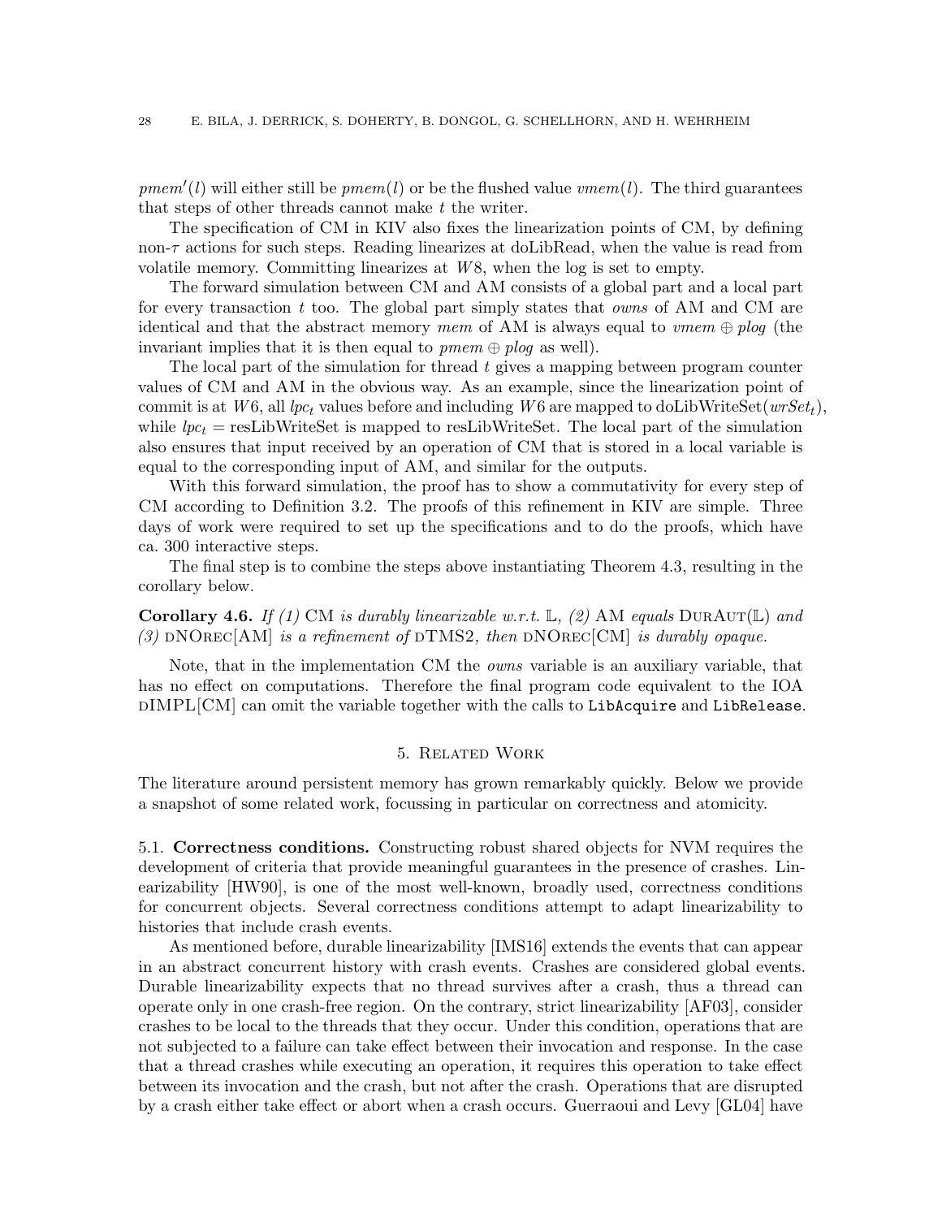$pmem'(l)$ will either still be $pmem(l)$ or be the flushed value $vmem(l)$. The third guarantees that steps of other threads cannot make $t$ the writer.

The specification of CM in KIV also fixes the linearization points of CM, by defining non-$\tau$ actions for such steps. Reading linearizes at doLibRead, when the value is read from volatile memory. Committing linearizes at $W8$, when the log is set to empty.

The forward simulation between CM and AM consists of a global part and a local part for every transaction $t$ too. The global part simply states that *owns* of AM and CM are identical and that the abstract memory *mem* of AM is always equal to $vmem \oplus plog$ (the invariant implies that it is then equal to $pmem \oplus plog$ as well).

The local part of the simulation for thread $t$ gives a mapping between program counter values of CM and AM in the obvious way. As an example, since the linearization point of commit is at $W6$, all $lpc_t$ values before and including $W6$ are mapped to doLibWriteSet($wrSet_t$), while $lpc_t$ = resLibWriteSet is mapped to resLibWriteSet. The local part of the simulation also ensures that input received by an operation of CM that is stored in a local variable is equal to the corresponding input of AM, and similar for the outputs.

With this forward simulation, the proof has to show a commutativity for every step of CM according to Definition 3.2. The proofs of this refinement in KIV are simple. Three days of work were required to set up the specifications and to do the proofs, which have ca. 300 interactive steps.

The final step is to combine the steps above instantiating Theorem 4.3, resulting in the corollary below.

**Corollary 4.6.** *If (1)* CM *is durably linearizable w.r.t.* $\mathbb{L}$*, (2)* AM *equals* DurAut($\mathbb{L}$) *and (3)* dNOrec[AM] *is a refinement of* dTMS2*, then* dNOrec[CM] *is durably opaque.*

Note, that in the implementation CM the *owns* variable is an auxiliary variable, that has no effect on computations. Therefore the final program code equivalent to the IOA dIMPL[CM] can omit the variable together with the calls to `LibAcquire` and `LibRelease`.

## 5. Related Work

The literature around persistent memory has grown remarkably quickly. Below we provide a snapshot of some related work, focussing in particular on correctness and atomicity.

### 5.1. Correctness conditions.

Constructing robust shared objects for NVM requires the development of criteria that provide meaningful guarantees in the presence of crashes. Linearizability [HW90], is one of the most well-known, broadly used, correctness conditions for concurrent objects. Several correctness conditions attempt to adapt linearizability to histories that include crash events.

As mentioned before, durable linearizability [IMS16] extends the events that can appear in an abstract concurrent history with crash events. Crashes are considered global events. Durable linearizability expects that no thread survives after a crash, thus a thread can operate only in one crash-free region. On the contrary, strict linearizability [AF03], consider crashes to be local to the threads that they occur. Under this condition, operations that are not subjected to a failure can take effect between their invocation and response. In the case that a thread crashes while executing an operation, it requires this operation to take effect between its invocation and the crash, but not after the crash. Operations that are disrupted by a crash either take effect or abort when a crash occurs. Guerraoui and Levy [GL04] have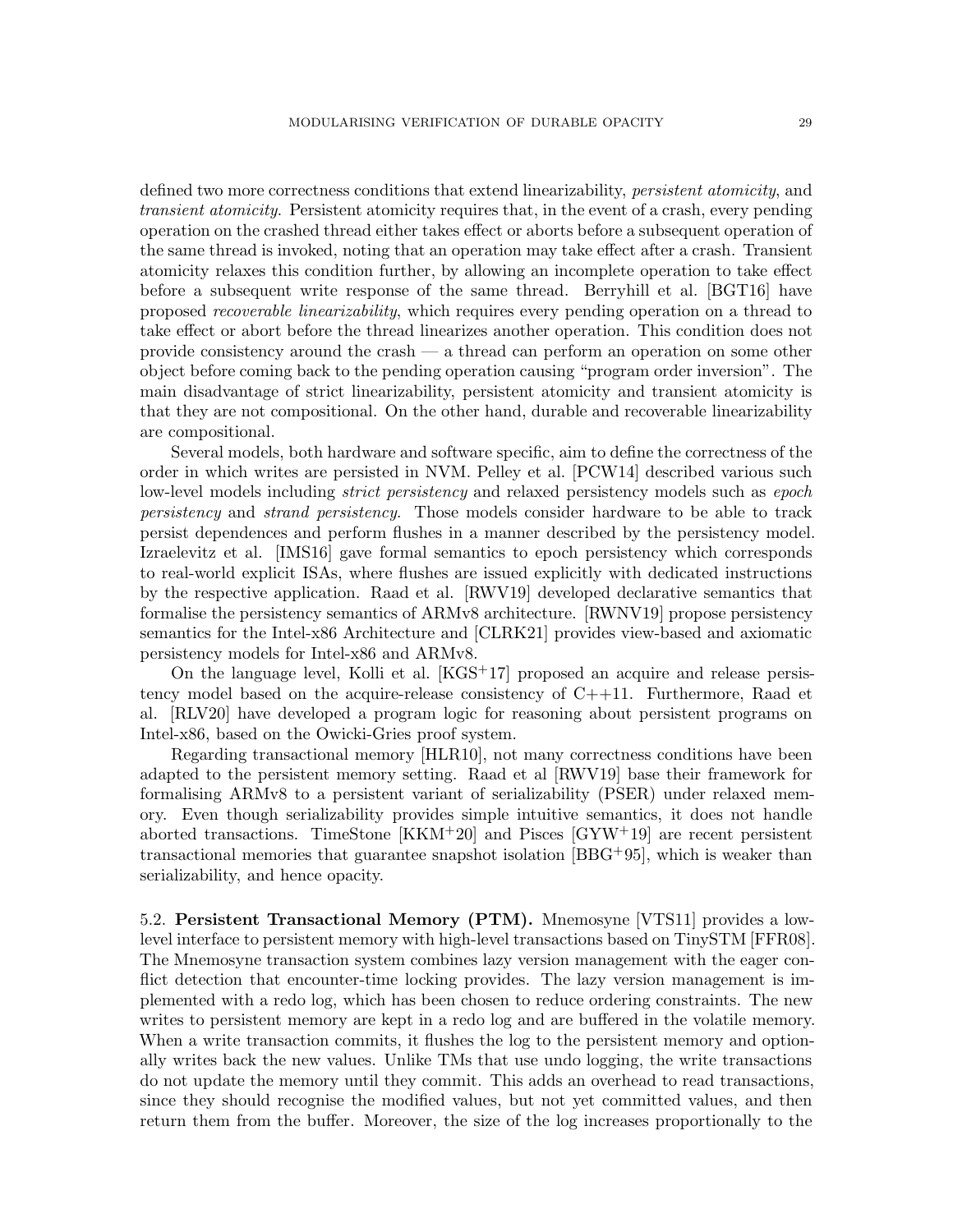defined two more correctness conditions that extend linearizability, *persistent atomicity*, and *transient atomicity*. Persistent atomicity requires that, in the event of a crash, every pending operation on the crashed thread either takes effect or aborts before a subsequent operation of the same thread is invoked, noting that an operation may take effect after a crash. Transient atomicity relaxes this condition further, by allowing an incomplete operation to take effect before a subsequent write response of the same thread. Berryhill et al. [BGT16] have proposed *recoverable linearizability*, which requires every pending operation on a thread to take effect or abort before the thread linearizes another operation. This condition does not provide consistency around the crash — a thread can perform an operation on some other object before coming back to the pending operation causing "program order inversion". The main disadvantage of strict linearizability, persistent atomicity and transient atomicity is that they are not compositional. On the other hand, durable and recoverable linearizability are compositional.

Several models, both hardware and software specific, aim to define the correctness of the order in which writes are persisted in NVM. Pelley et al. [PCW14] described various such low-level models including *strict persistency* and relaxed persistency models such as *epoch persistency* and *strand persistency*. Those models consider hardware to be able to track persist dependences and perform flushes in a manner described by the persistency model. Izraelevitz et al. [IMS16] gave formal semantics to epoch persistency which corresponds to real-world explicit ISAs, where flushes are issued explicitly with dedicated instructions by the respective application. Raad et al. [RWV19] developed declarative semantics that formalise the persistency semantics of ARMv8 architecture. [RWNV19] propose persistency semantics for the Intel-x86 Architecture and [CLRK21] provides view-based and axiomatic persistency models for Intel-x86 and ARMv8.

On the language level, Kolli et al. [KGS+17] proposed an acquire and release persistency model based on the acquire-release consistency of C++11. Furthermore, Raad et al. [RLV20] have developed a program logic for reasoning about persistent programs on Intel-x86, based on the Owicki-Gries proof system.

Regarding transactional memory [HLR10], not many correctness conditions have been adapted to the persistent memory setting. Raad et al [RWV19] base their framework for formalising ARMv8 to a persistent variant of serializability (PSER) under relaxed memory. Even though serializability provides simple intuitive semantics, it does not handle aborted transactions. TimeStone [KKM+20] and Pisces [GYW+19] are recent persistent transactional memories that guarantee snapshot isolation [BBG+95], which is weaker than serializability, and hence opacity.

5.2. **Persistent Transactional Memory (PTM).** Mnemosyne [VTS11] provides a low-level interface to persistent memory with high-level transactions based on TinySTM [FFR08]. The Mnemosyne transaction system combines lazy version management with the eager conflict detection that encounter-time locking provides. The lazy version management is implemented with a redo log, which has been chosen to reduce ordering constraints. The new writes to persistent memory are kept in a redo log and are buffered in the volatile memory. When a write transaction commits, it flushes the log to the persistent memory and optionally writes back the new values. Unlike TMs that use undo logging, the write transactions do not update the memory until they commit. This adds an overhead to read transactions, since they should recognise the modified values, but not yet committed values, and then return them from the buffer. Moreover, the size of the log increases proportionally to the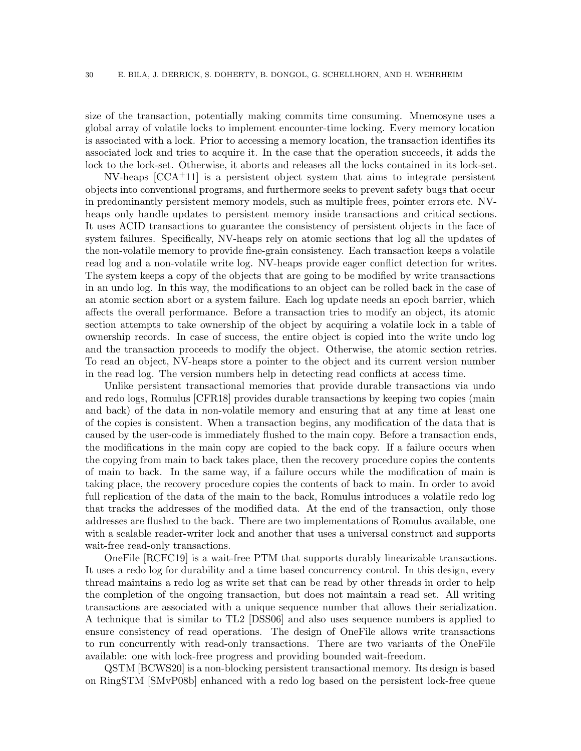size of the transaction, potentially making commits time consuming. Mnemosyne uses a global array of volatile locks to implement encounter-time locking. Every memory location is associated with a lock. Prior to accessing a memory location, the transaction identifies its associated lock and tries to acquire it. In the case that the operation succeeds, it adds the lock to the lock-set. Otherwise, it aborts and releases all the locks contained in its lock-set.

NV-heaps [CCA+11] is a persistent object system that aims to integrate persistent objects into conventional programs, and furthermore seeks to prevent safety bugs that occur in predominantly persistent memory models, such as multiple frees, pointer errors etc. NV-heaps only handle updates to persistent memory inside transactions and critical sections. It uses ACID transactions to guarantee the consistency of persistent objects in the face of system failures. Specifically, NV-heaps rely on atomic sections that log all the updates of the non-volatile memory to provide fine-grain consistency. Each transaction keeps a volatile read log and a non-volatile write log. NV-heaps provide eager conflict detection for writes. The system keeps a copy of the objects that are going to be modified by write transactions in an undo log. In this way, the modifications to an object can be rolled back in the case of an atomic section abort or a system failure. Each log update needs an epoch barrier, which affects the overall performance. Before a transaction tries to modify an object, its atomic section attempts to take ownership of the object by acquiring a volatile lock in a table of ownership records. In case of success, the entire object is copied into the write undo log and the transaction proceeds to modify the object. Otherwise, the atomic section retries. To read an object, NV-heaps store a pointer to the object and its current version number in the read log. The version numbers help in detecting read conflicts at access time.

Unlike persistent transactional memories that provide durable transactions via undo and redo logs, Romulus [CFR18] provides durable transactions by keeping two copies (main and back) of the data in non-volatile memory and ensuring that at any time at least one of the copies is consistent. When a transaction begins, any modification of the data that is caused by the user-code is immediately flushed to the main copy. Before a transaction ends, the modifications in the main copy are copied to the back copy. If a failure occurs when the copying from main to back takes place, then the recovery procedure copies the contents of main to back. In the same way, if a failure occurs while the modification of main is taking place, the recovery procedure copies the contents of back to main. In order to avoid full replication of the data of the main to the back, Romulus introduces a volatile redo log that tracks the addresses of the modified data. At the end of the transaction, only those addresses are flushed to the back. There are two implementations of Romulus available, one with a scalable reader-writer lock and another that uses a universal construct and supports wait-free read-only transactions.

OneFile [RCFC19] is a wait-free PTM that supports durably linearizable transactions. It uses a redo log for durability and a time based concurrency control. In this design, every thread maintains a redo log as write set that can be read by other threads in order to help the completion of the ongoing transaction, but does not maintain a read set. All writing transactions are associated with a unique sequence number that allows their serialization. A technique that is similar to TL2 [DSS06] and also uses sequence numbers is applied to ensure consistency of read operations. The design of OneFile allows write transactions to run concurrently with read-only transactions. There are two variants of the OneFile available: one with lock-free progress and providing bounded wait-freedom.

QSTM [BCWS20] is a non-blocking persistent transactional memory. Its design is based on RingSTM [SMvP08b] enhanced with a redo log based on the persistent lock-free queue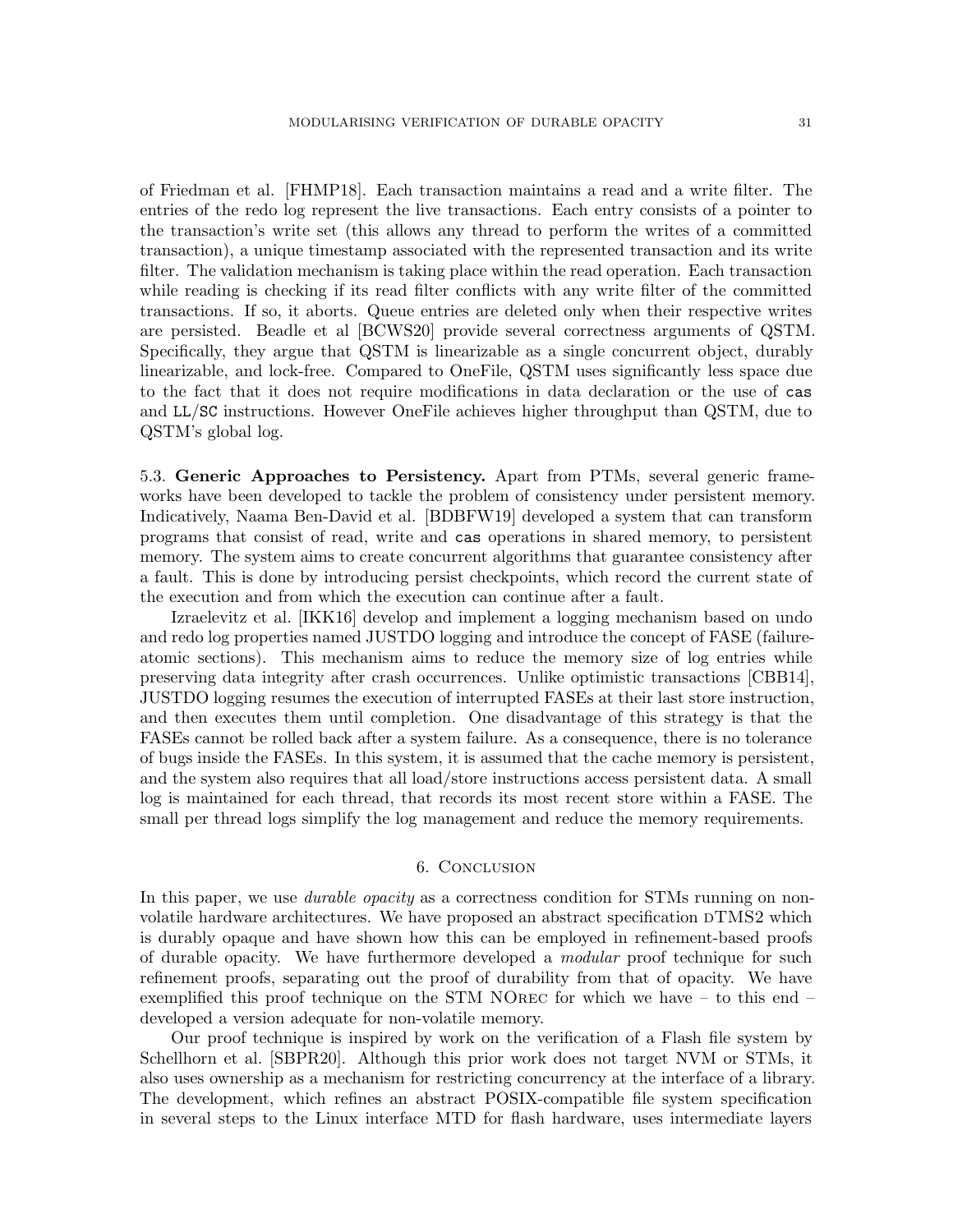of Friedman et al. [FHMP18]. Each transaction maintains a read and a write filter. The entries of the redo log represent the live transactions. Each entry consists of a pointer to the transaction's write set (this allows any thread to perform the writes of a committed transaction), a unique timestamp associated with the represented transaction and its write filter. The validation mechanism is taking place within the read operation. Each transaction while reading is checking if its read filter conflicts with any write filter of the committed transactions. If so, it aborts. Queue entries are deleted only when their respective writes are persisted. Beadle et al [BCWS20] provide several correctness arguments of QSTM. Specifically, they argue that QSTM is linearizable as a single concurrent object, durably linearizable, and lock-free. Compared to OneFile, QSTM uses significantly less space due to the fact that it does not require modifications in data declaration or the use of `cas` and `LL`/`SC` instructions. However OneFile achieves higher throughput than QSTM, due to QSTM's global log.

5.3. **Generic Approaches to Persistency.** Apart from PTMs, several generic frameworks have been developed to tackle the problem of consistency under persistent memory. Indicatively, Naama Ben-David et al. [BDBFW19] developed a system that can transform programs that consist of read, write and `cas` operations in shared memory, to persistent memory. The system aims to create concurrent algorithms that guarantee consistency after a fault. This is done by introducing persist checkpoints, which record the current state of the execution and from which the execution can continue after a fault.

Izraelevitz et al. [IKK16] develop and implement a logging mechanism based on undo and redo log properties named JUSTDO logging and introduce the concept of FASE (failure-atomic sections). This mechanism aims to reduce the memory size of log entries while preserving data integrity after crash occurrences. Unlike optimistic transactions [CBB14], JUSTDO logging resumes the execution of interrupted FASEs at their last store instruction, and then executes them until completion. One disadvantage of this strategy is that the FASEs cannot be rolled back after a system failure. As a consequence, there is no tolerance of bugs inside the FASEs. In this system, it is assumed that the cache memory is persistent, and the system also requires that all load/store instructions access persistent data. A small log is maintained for each thread, that records its most recent store within a FASE. The small per thread logs simplify the log management and reduce the memory requirements.

## 6. Conclusion

In this paper, we use *durable opacity* as a correctness condition for STMs running on non-volatile hardware architectures. We have proposed an abstract specification dTMS2 which is durably opaque and have shown how this can be employed in refinement-based proofs of durable opacity. We have furthermore developed a *modular* proof technique for such refinement proofs, separating out the proof of durability from that of opacity. We have exemplified this proof technique on the STM NOrec for which we have – to this end – developed a version adequate for non-volatile memory.

Our proof technique is inspired by work on the verification of a Flash file system by Schellhorn et al. [SBPR20]. Although this prior work does not target NVM or STMs, it also uses ownership as a mechanism for restricting concurrency at the interface of a library. The development, which refines an abstract POSIX-compatible file system specification in several steps to the Linux interface MTD for flash hardware, uses intermediate layers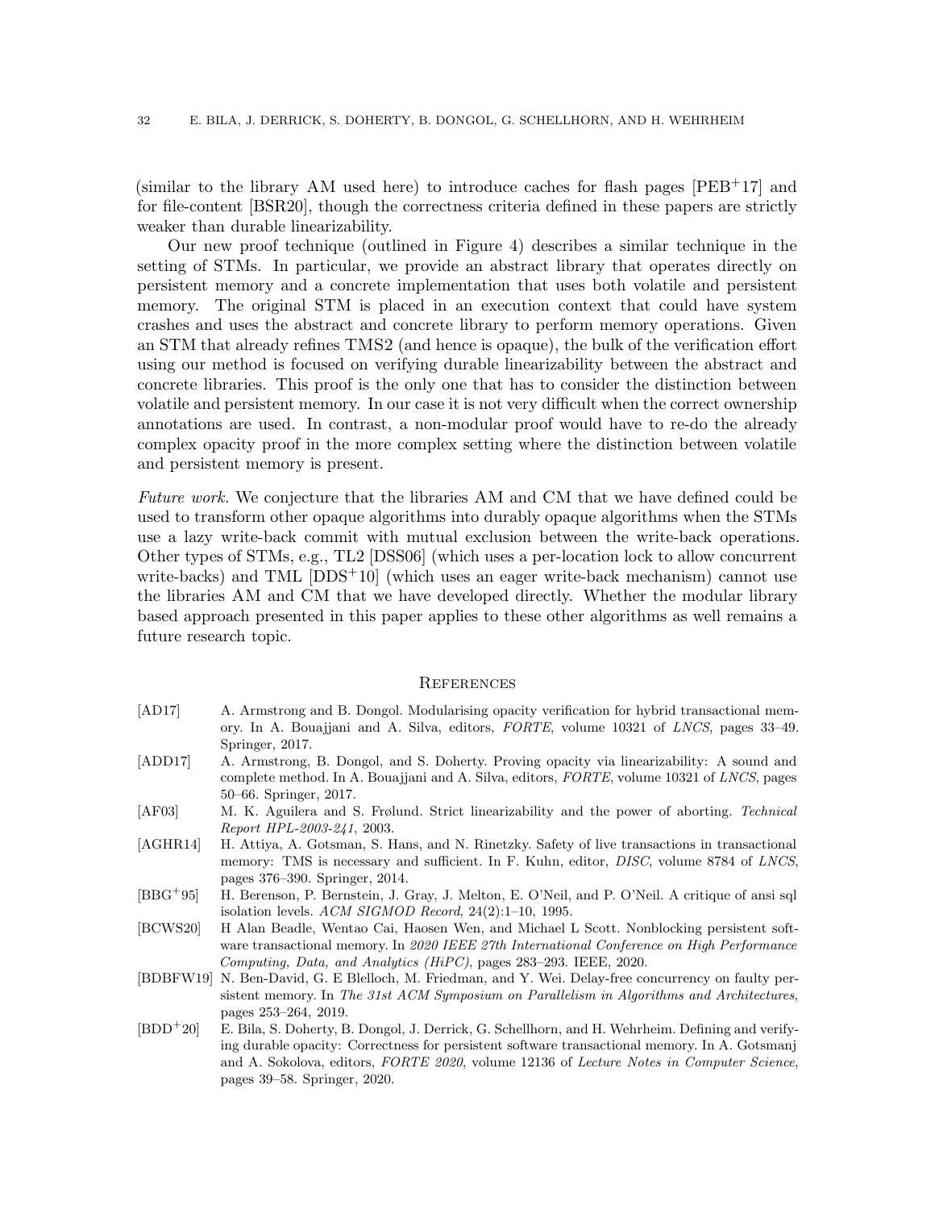(similar to the library AM used here) to introduce caches for flash pages [PEB+17] and for file-content [BSR20], though the correctness criteria defined in these papers are strictly weaker than durable linearizability.

Our new proof technique (outlined in Figure 4) describes a similar technique in the setting of STMs. In particular, we provide an abstract library that operates directly on persistent memory and a concrete implementation that uses both volatile and persistent memory. The original STM is placed in an execution context that could have system crashes and uses the abstract and concrete library to perform memory operations. Given an STM that already refines TMS2 (and hence is opaque), the bulk of the verification effort using our method is focused on verifying durable linearizability between the abstract and concrete libraries. This proof is the only one that has to consider the distinction between volatile and persistent memory. In our case it is not very difficult when the correct ownership annotations are used. In contrast, a non-modular proof would have to re-do the already complex opacity proof in the more complex setting where the distinction between volatile and persistent memory is present.

*Future work.* We conjecture that the libraries AM and CM that we have defined could be used to transform other opaque algorithms into durably opaque algorithms when the STMs use a lazy write-back commit with mutual exclusion between the write-back operations. Other types of STMs, e.g., TL2 [DSS06] (which uses a per-location lock to allow concurrent write-backs) and TML [DDS+10] (which uses an eager write-back mechanism) cannot use the libraries AM and CM that we have developed directly. Whether the modular library based approach presented in this paper applies to these other algorithms as well remains a future research topic.

## References

- [AD17] A. Armstrong and B. Dongol. Modularising opacity verification for hybrid transactional memory. In A. Bouajjani and A. Silva, editors, *FORTE*, volume 10321 of *LNCS*, pages 33–49. Springer, 2017.
- [ADD17] A. Armstrong, B. Dongol, and S. Doherty. Proving opacity via linearizability: A sound and complete method. In A. Bouajjani and A. Silva, editors, *FORTE*, volume 10321 of *LNCS*, pages 50–66. Springer, 2017.
- [AF03] M. K. Aguilera and S. Frølund. Strict linearizability and the power of aborting. *Technical Report HPL-2003-241*, 2003.
- [AGHR14] H. Attiya, A. Gotsman, S. Hans, and N. Rinetzky. Safety of live transactions in transactional memory: TMS is necessary and sufficient. In F. Kuhn, editor, *DISC*, volume 8784 of *LNCS*, pages 376–390. Springer, 2014.
- [BBG+95] H. Berenson, P. Bernstein, J. Gray, J. Melton, E. O'Neil, and P. O'Neil. A critique of ansi sql isolation levels. *ACM SIGMOD Record*, 24(2):1–10, 1995.
- [BCWS20] H Alan Beadle, Wentao Cai, Haosen Wen, and Michael L Scott. Nonblocking persistent software transactional memory. In *2020 IEEE 27th International Conference on High Performance Computing, Data, and Analytics (HiPC)*, pages 283–293. IEEE, 2020.
- [BDBFW19] N. Ben-David, G. E Blelloch, M. Friedman, and Y. Wei. Delay-free concurrency on faulty persistent memory. In *The 31st ACM Symposium on Parallelism in Algorithms and Architectures*, pages 253–264, 2019.
- [BDD+20] E. Bila, S. Doherty, B. Dongol, J. Derrick, G. Schellhorn, and H. Wehrheim. Defining and verifying durable opacity: Correctness for persistent software transactional memory. In A. Gotsmanj and A. Sokolova, editors, *FORTE 2020*, volume 12136 of *Lecture Notes in Computer Science*, pages 39–58. Springer, 2020.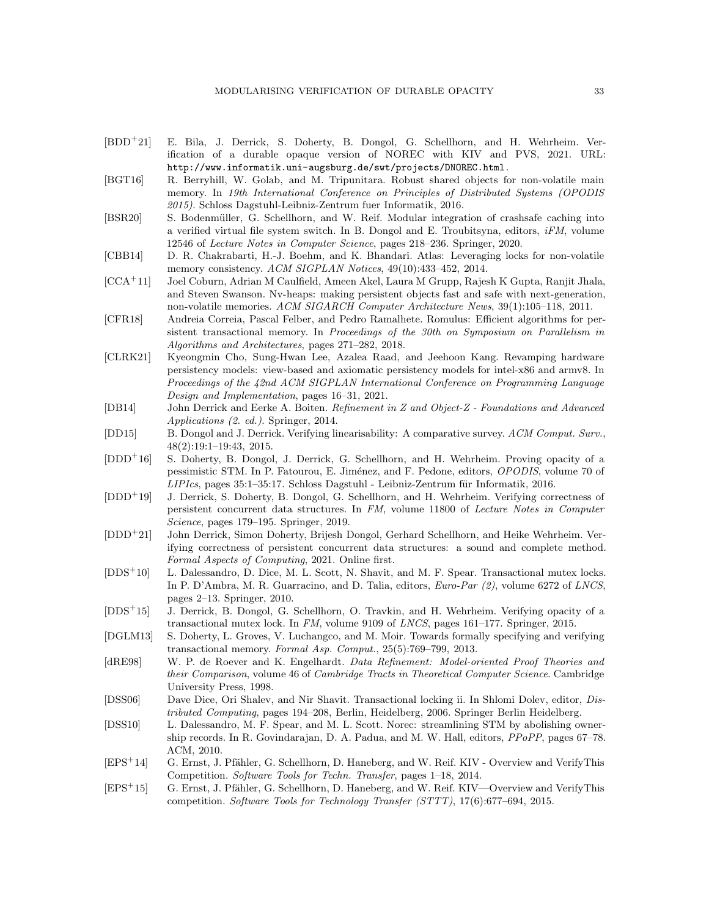- [BDD⁺21] E. Bila, J. Derrick, S. Doherty, B. Dongol, G. Schellhorn, and H. Wehrheim. Verification of a durable opaque version of NOREC with KIV and PVS, 2021. URL: `http://www.informatik.uni-augsburg.de/swt/projects/DNOREC.html`.
- [BGT16] R. Berryhill, W. Golab, and M. Tripunitara. Robust shared objects for non-volatile main memory. In *19th International Conference on Principles of Distributed Systems (OPODIS 2015)*. Schloss Dagstuhl-Leibniz-Zentrum fuer Informatik, 2016.
- [BSR20] S. Bodenmüller, G. Schellhorn, and W. Reif. Modular integration of crashsafe caching into a verified virtual file system switch. In B. Dongol and E. Troubitsyna, editors, *iFM*, volume 12546 of *Lecture Notes in Computer Science*, pages 218–236. Springer, 2020.
- [CBB14] D. R. Chakrabarti, H.-J. Boehm, and K. Bhandari. Atlas: Leveraging locks for non-volatile memory consistency. *ACM SIGPLAN Notices*, 49(10):433–452, 2014.
- [CCA⁺11] Joel Coburn, Adrian M Caulfield, Ameen Akel, Laura M Grupp, Rajesh K Gupta, Ranjit Jhala, and Steven Swanson. Nv-heaps: making persistent objects fast and safe with next-generation, non-volatile memories. *ACM SIGARCH Computer Architecture News*, 39(1):105–118, 2011.
- [CFR18] Andreia Correia, Pascal Felber, and Pedro Ramalhete. Romulus: Efficient algorithms for persistent transactional memory. In *Proceedings of the 30th on Symposium on Parallelism in Algorithms and Architectures*, pages 271–282, 2018.
- [CLRK21] Kyeongmin Cho, Sung-Hwan Lee, Azalea Raad, and Jeehoon Kang. Revamping hardware persistency models: view-based and axiomatic persistency models for intel-x86 and armv8. In *Proceedings of the 42nd ACM SIGPLAN International Conference on Programming Language Design and Implementation*, pages 16–31, 2021.
- [DB14] John Derrick and Eerke A. Boiten. *Refinement in Z and Object-Z - Foundations and Advanced Applications (2. ed.)*. Springer, 2014.
- [DD15] B. Dongol and J. Derrick. Verifying linearisability: A comparative survey. *ACM Comput. Surv.*, 48(2):19:1–19:43, 2015.
- [DDD⁺16] S. Doherty, B. Dongol, J. Derrick, G. Schellhorn, and H. Wehrheim. Proving opacity of a pessimistic STM. In P. Fatourou, E. Jiménez, and F. Pedone, editors, *OPODIS*, volume 70 of *LIPIcs*, pages 35:1–35:17. Schloss Dagstuhl - Leibniz-Zentrum für Informatik, 2016.
- [DDD⁺19] J. Derrick, S. Doherty, B. Dongol, G. Schellhorn, and H. Wehrheim. Verifying correctness of persistent concurrent data structures. In *FM*, volume 11800 of *Lecture Notes in Computer Science*, pages 179–195. Springer, 2019.
- [DDD⁺21] John Derrick, Simon Doherty, Brijesh Dongol, Gerhard Schellhorn, and Heike Wehrheim. Verifying correctness of persistent concurrent data structures: a sound and complete method. *Formal Aspects of Computing*, 2021. Online first.
- [DDS⁺10] L. Dalessandro, D. Dice, M. L. Scott, N. Shavit, and M. F. Spear. Transactional mutex locks. In P. D'Ambra, M. R. Guarracino, and D. Talia, editors, *Euro-Par (2)*, volume 6272 of *LNCS*, pages 2–13. Springer, 2010.
- [DDS⁺15] J. Derrick, B. Dongol, G. Schellhorn, O. Travkin, and H. Wehrheim. Verifying opacity of a transactional mutex lock. In *FM*, volume 9109 of *LNCS*, pages 161–177. Springer, 2015.
- [DGLM13] S. Doherty, L. Groves, V. Luchangco, and M. Moir. Towards formally specifying and verifying transactional memory. *Formal Asp. Comput.*, 25(5):769–799, 2013.
- [dRE98] W. P. de Roever and K. Engelhardt. *Data Refinement: Model-oriented Proof Theories and their Comparison*, volume 46 of *Cambridge Tracts in Theoretical Computer Science*. Cambridge University Press, 1998.
- [DSS06] Dave Dice, Ori Shalev, and Nir Shavit. Transactional locking ii. In Shlomi Dolev, editor, *Distributed Computing*, pages 194–208, Berlin, Heidelberg, 2006. Springer Berlin Heidelberg.
- [DSS10] L. Dalessandro, M. F. Spear, and M. L. Scott. Norec: streamlining STM by abolishing ownership records. In R. Govindarajan, D. A. Padua, and M. W. Hall, editors, *PPoPP*, pages 67–78. ACM, 2010.
- [EPS⁺14] G. Ernst, J. Pfähler, G. Schellhorn, D. Haneberg, and W. Reif. KIV - Overview and VerifyThis Competition. *Software Tools for Techn. Transfer*, pages 1–18, 2014.
- [EPS⁺15] G. Ernst, J. Pfähler, G. Schellhorn, D. Haneberg, and W. Reif. KIV—Overview and VerifyThis competition. *Software Tools for Technology Transfer (STTT)*, 17(6):677–694, 2015.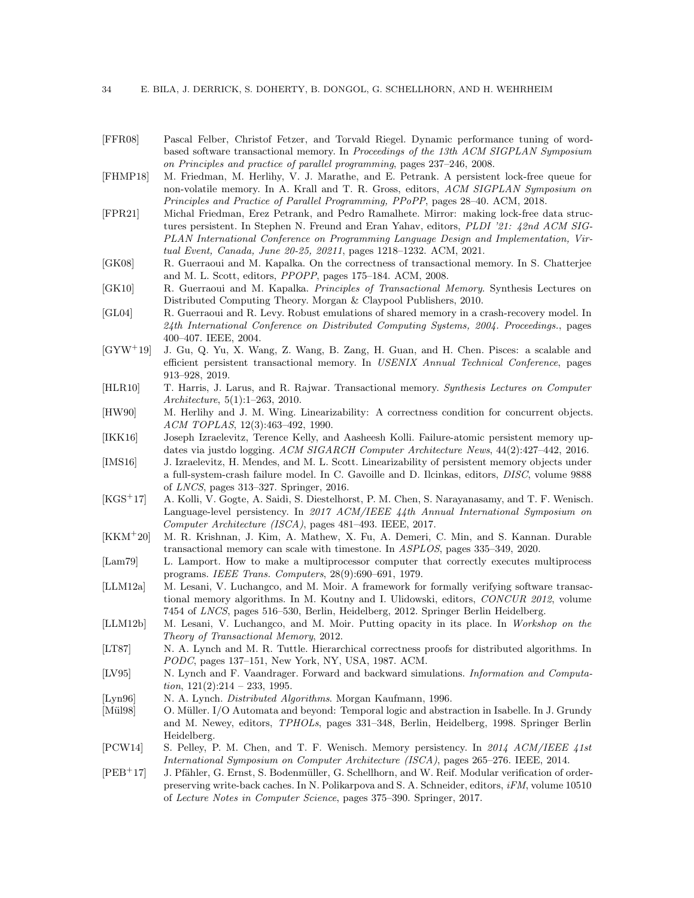[FFR08] Pascal Felber, Christof Fetzer, and Torvald Riegel. Dynamic performance tuning of word-based software transactional memory. In *Proceedings of the 13th ACM SIGPLAN Symposium on Principles and practice of parallel programming*, pages 237–246, 2008.

[FHMP18] M. Friedman, M. Herlihy, V. J. Marathe, and E. Petrank. A persistent lock-free queue for non-volatile memory. In A. Krall and T. R. Gross, editors, *ACM SIGPLAN Symposium on Principles and Practice of Parallel Programming, PPoPP*, pages 28–40. ACM, 2018.

[FPR21] Michal Friedman, Erez Petrank, and Pedro Ramalhete. Mirror: making lock-free data structures persistent. In Stephen N. Freund and Eran Yahav, editors, *PLDI '21: 42nd ACM SIGPLAN International Conference on Programming Language Design and Implementation, Virtual Event, Canada, June 20-25, 20211*, pages 1218–1232. ACM, 2021.

[GK08] R. Guerraoui and M. Kapalka. On the correctness of transactional memory. In S. Chatterjee and M. L. Scott, editors, *PPOPP*, pages 175–184. ACM, 2008.

[GK10] R. Guerraoui and M. Kapalka. *Principles of Transactional Memory*. Synthesis Lectures on Distributed Computing Theory. Morgan & Claypool Publishers, 2010.

[GL04] R. Guerraoui and R. Levy. Robust emulations of shared memory in a crash-recovery model. In *24th International Conference on Distributed Computing Systems, 2004. Proceedings.*, pages 400–407. IEEE, 2004.

[GYW+19] J. Gu, Q. Yu, X. Wang, Z. Wang, B. Zang, H. Guan, and H. Chen. Pisces: a scalable and efficient persistent transactional memory. In *USENIX Annual Technical Conference*, pages 913–928, 2019.

[HLR10] T. Harris, J. Larus, and R. Rajwar. Transactional memory. *Synthesis Lectures on Computer Architecture*, 5(1):1–263, 2010.

[HW90] M. Herlihy and J. M. Wing. Linearizability: A correctness condition for concurrent objects. *ACM TOPLAS*, 12(3):463–492, 1990.

[IKK16] Joseph Izraelevitz, Terence Kelly, and Aasheesh Kolli. Failure-atomic persistent memory updates via justdo logging. *ACM SIGARCH Computer Architecture News*, 44(2):427–442, 2016.

[IMS16] J. Izraelevitz, H. Mendes, and M. L. Scott. Linearizability of persistent memory objects under a full-system-crash failure model. In C. Gavoille and D. Ilcinkas, editors, *DISC*, volume 9888 of *LNCS*, pages 313–327. Springer, 2016.

[KGS+17] A. Kolli, V. Gogte, A. Saidi, S. Diestelhorst, P. M. Chen, S. Narayanasamy, and T. F. Wenisch. Language-level persistency. In *2017 ACM/IEEE 44th Annual International Symposium on Computer Architecture (ISCA)*, pages 481–493. IEEE, 2017.

[KKM+20] M. R. Krishnan, J. Kim, A. Mathew, X. Fu, A. Demeri, C. Min, and S. Kannan. Durable transactional memory can scale with timestone. In *ASPLOS*, pages 335–349, 2020.

[Lam79] L. Lamport. How to make a multiprocessor computer that correctly executes multiprocess programs. *IEEE Trans. Computers*, 28(9):690–691, 1979.

[LLM12a] M. Lesani, V. Luchangco, and M. Moir. A framework for formally verifying software transactional memory algorithms. In M. Koutny and I. Ulidowski, editors, *CONCUR 2012*, volume 7454 of *LNCS*, pages 516–530, Berlin, Heidelberg, 2012. Springer Berlin Heidelberg.

[LLM12b] M. Lesani, V. Luchangco, and M. Moir. Putting opacity in its place. In *Workshop on the Theory of Transactional Memory*, 2012.

[LT87] N. A. Lynch and M. R. Tuttle. Hierarchical correctness proofs for distributed algorithms. In *PODC*, pages 137–151, New York, NY, USA, 1987. ACM.

[LV95] N. Lynch and F. Vaandrager. Forward and backward simulations. *Information and Computation*, 121(2):214 – 233, 1995.

[Lyn96] N. A. Lynch. *Distributed Algorithms*. Morgan Kaufmann, 1996.

[Mül98] O. Müller. I/O Automata and beyond: Temporal logic and abstraction in Isabelle. In J. Grundy and M. Newey, editors, *TPHOLs*, pages 331–348, Berlin, Heidelberg, 1998. Springer Berlin Heidelberg.

[PCW14] S. Pelley, P. M. Chen, and T. F. Wenisch. Memory persistency. In *2014 ACM/IEEE 41st International Symposium on Computer Architecture (ISCA)*, pages 265–276. IEEE, 2014.

[PEB+17] J. Pfähler, G. Ernst, S. Bodenmüller, G. Schellhorn, and W. Reif. Modular verification of order-preserving write-back caches. In N. Polikarpova and S. A. Schneider, editors, *iFM*, volume 10510 of *Lecture Notes in Computer Science*, pages 375–390. Springer, 2017.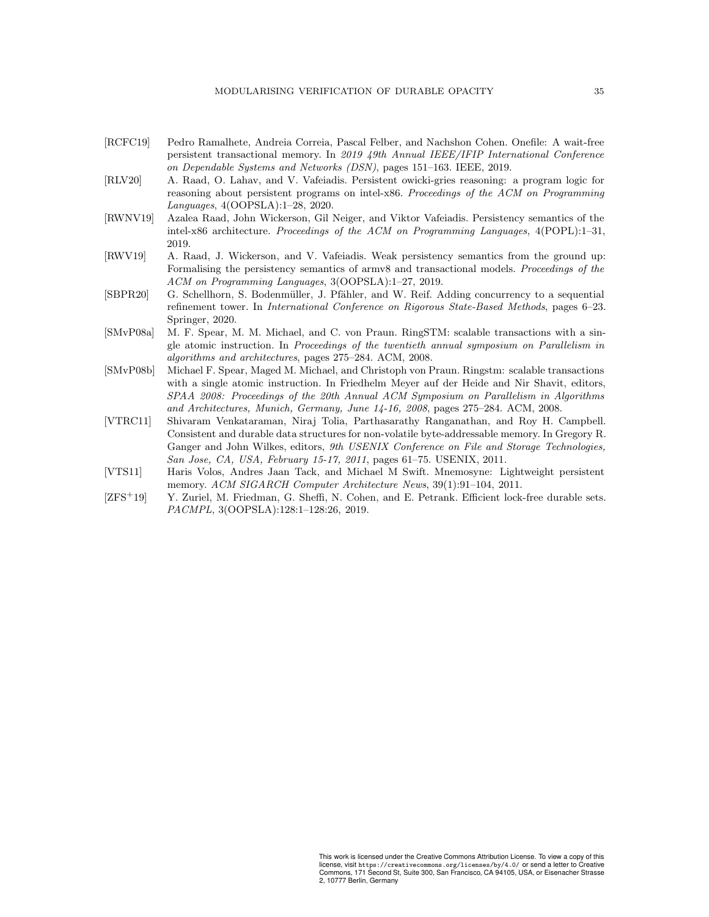[RCFC19] Pedro Ramalhete, Andreia Correia, Pascal Felber, and Nachshon Cohen. Onefile: A wait-free persistent transactional memory. In *2019 49th Annual IEEE/IFIP International Conference on Dependable Systems and Networks (DSN)*, pages 151–163. IEEE, 2019.

[RLV20] A. Raad, O. Lahav, and V. Vafeiadis. Persistent owicki-gries reasoning: a program logic for reasoning about persistent programs on intel-x86. *Proceedings of the ACM on Programming Languages*, 4(OOPSLA):1–28, 2020.

[RWNV19] Azalea Raad, John Wickerson, Gil Neiger, and Viktor Vafeiadis. Persistency semantics of the intel-x86 architecture. *Proceedings of the ACM on Programming Languages*, 4(POPL):1–31, 2019.

[RWV19] A. Raad, J. Wickerson, and V. Vafeiadis. Weak persistency semantics from the ground up: Formalising the persistency semantics of armv8 and transactional models. *Proceedings of the ACM on Programming Languages*, 3(OOPSLA):1–27, 2019.

[SBPR20] G. Schellhorn, S. Bodenmüller, J. Pfähler, and W. Reif. Adding concurrency to a sequential refinement tower. In *International Conference on Rigorous State-Based Methods*, pages 6–23. Springer, 2020.

[SMvP08a] M. F. Spear, M. M. Michael, and C. von Praun. RingSTM: scalable transactions with a single atomic instruction. In *Proceedings of the twentieth annual symposium on Parallelism in algorithms and architectures*, pages 275–284. ACM, 2008.

[SMvP08b] Michael F. Spear, Maged M. Michael, and Christoph von Praun. Ringstm: scalable transactions with a single atomic instruction. In Friedhelm Meyer auf der Heide and Nir Shavit, editors, *SPAA 2008: Proceedings of the 20th Annual ACM Symposium on Parallelism in Algorithms and Architectures, Munich, Germany, June 14-16, 2008*, pages 275–284. ACM, 2008.

[VTRC11] Shivaram Venkataraman, Niraj Tolia, Parthasarathy Ranganathan, and Roy H. Campbell. Consistent and durable data structures for non-volatile byte-addressable memory. In Gregory R. Ganger and John Wilkes, editors, *9th USENIX Conference on File and Storage Technologies, San Jose, CA, USA, February 15-17, 2011*, pages 61–75. USENIX, 2011.

[VTS11] Haris Volos, Andres Jaan Tack, and Michael M Swift. Mnemosyne: Lightweight persistent memory. *ACM SIGARCH Computer Architecture News*, 39(1):91–104, 2011.

[ZFS+19] Y. Zuriel, M. Friedman, G. Sheffi, N. Cohen, and E. Petrank. Efficient lock-free durable sets. *PACMPL*, 3(OOPSLA):128:1–128:26, 2019.

This work is licensed under the Creative Commons Attribution License. To view a copy of this license, visit https://creativecommons.org/licenses/by/4.0/ or send a letter to Creative Commons, 171 Second St, Suite 300, San Francisco, CA 94105, USA, or Eisenacher Strasse 2, 10777 Berlin, Germany